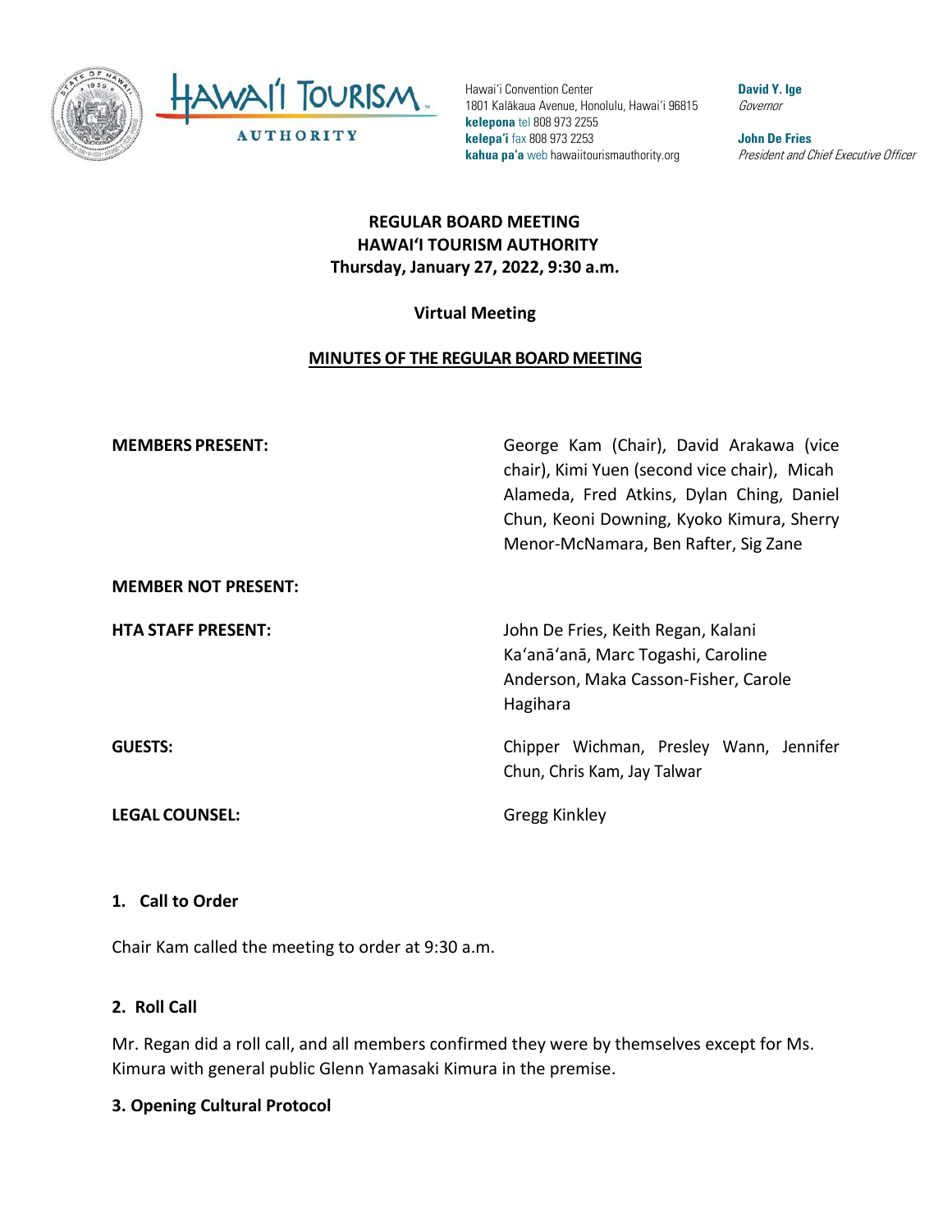Hawai'i Convention Center
1801 Kalākaua Avenue, Honolulu, Hawai'i 96815
**kelepona** tel 808 973 2255
**kelepa'i** fax 808 973 2253
**kahua pa'a** web hawaiitourismauthority.org

**David Y. Ige**
*Governor*

**John De Fries**
*President and Chief Executive Officer*

**REGULAR BOARD MEETING**
**HAWAI'I TOURISM AUTHORITY**
**Thursday, January 27, 2022, 9:30 a.m.**

**Virtual Meeting**

**MINUTES OF THE REGULAR BOARD MEETING**

| | |
|---|---|
| **MEMBERS PRESENT:** | George Kam (Chair), David Arakawa (vice chair), Kimi Yuen (second vice chair), Micah Alameda, Fred Atkins, Dylan Ching, Daniel Chun, Keoni Downing, Kyoko Kimura, Sherry Menor-McNamara, Ben Rafter, Sig Zane |
| **MEMBER NOT PRESENT:** | |
| **HTA STAFF PRESENT:** | John De Fries, Keith Regan, Kalani Ka'anā'anā, Marc Togashi, Caroline Anderson, Maka Casson-Fisher, Carole Hagihara |
| **GUESTS:** | Chipper Wichman, Presley Wann, Jennifer Chun, Chris Kam, Jay Talwar |
| **LEGAL COUNSEL:** | Gregg Kinkley |

## 1. Call to Order

Chair Kam called the meeting to order at 9:30 a.m.

## 2. Roll Call

Mr. Regan did a roll call, and all members confirmed they were by themselves except for Ms. Kimura with general public Glenn Yamasaki Kimura in the premise.

## 3. Opening Cultural Protocol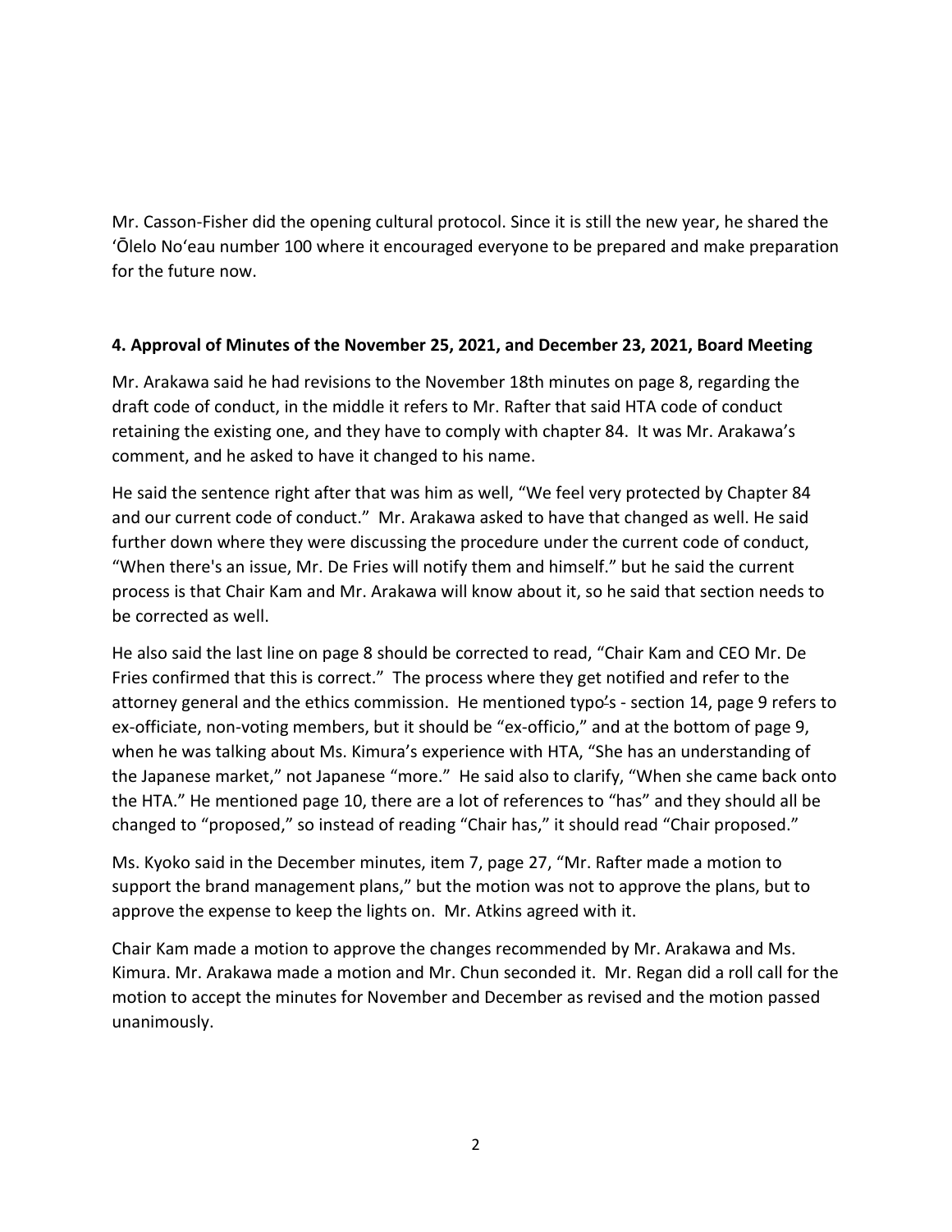Mr. Casson-Fisher did the opening cultural protocol. Since it is still the new year, he shared the ʻŌlelo Noʻeau number 100 where it encouraged everyone to be prepared and make preparation for the future now.

**4. Approval of Minutes of the November 25, 2021, and December 23, 2021, Board Meeting**

Mr. Arakawa said he had revisions to the November 18th minutes on page 8, regarding the draft code of conduct, in the middle it refers to Mr. Rafter that said HTA code of conduct retaining the existing one, and they have to comply with chapter 84. It was Mr. Arakawa's comment, and he asked to have it changed to his name.

He said the sentence right after that was him as well, "We feel very protected by Chapter 84 and our current code of conduct." Mr. Arakawa asked to have that changed as well. He said further down where they were discussing the procedure under the current code of conduct, "When there's an issue, Mr. De Fries will notify them and himself." but he said the current process is that Chair Kam and Mr. Arakawa will know about it, so he said that section needs to be corrected as well.

He also said the last line on page 8 should be corrected to read, "Chair Kam and CEO Mr. De Fries confirmed that this is correct." The process where they get notified and refer to the attorney general and the ethics commission. He mentioned typo's - section 14, page 9 refers to ex-officiate, non-voting members, but it should be "ex-officio," and at the bottom of page 9, when he was talking about Ms. Kimura's experience with HTA, "She has an understanding of the Japanese market," not Japanese "more." He said also to clarify, "When she came back onto the HTA." He mentioned page 10, there are a lot of references to "has" and they should all be changed to "proposed," so instead of reading "Chair has," it should read "Chair proposed."

Ms. Kyoko said in the December minutes, item 7, page 27, "Mr. Rafter made a motion to support the brand management plans," but the motion was not to approve the plans, but to approve the expense to keep the lights on. Mr. Atkins agreed with it.

Chair Kam made a motion to approve the changes recommended by Mr. Arakawa and Ms. Kimura. Mr. Arakawa made a motion and Mr. Chun seconded it. Mr. Regan did a roll call for the motion to accept the minutes for November and December as revised and the motion passed unanimously.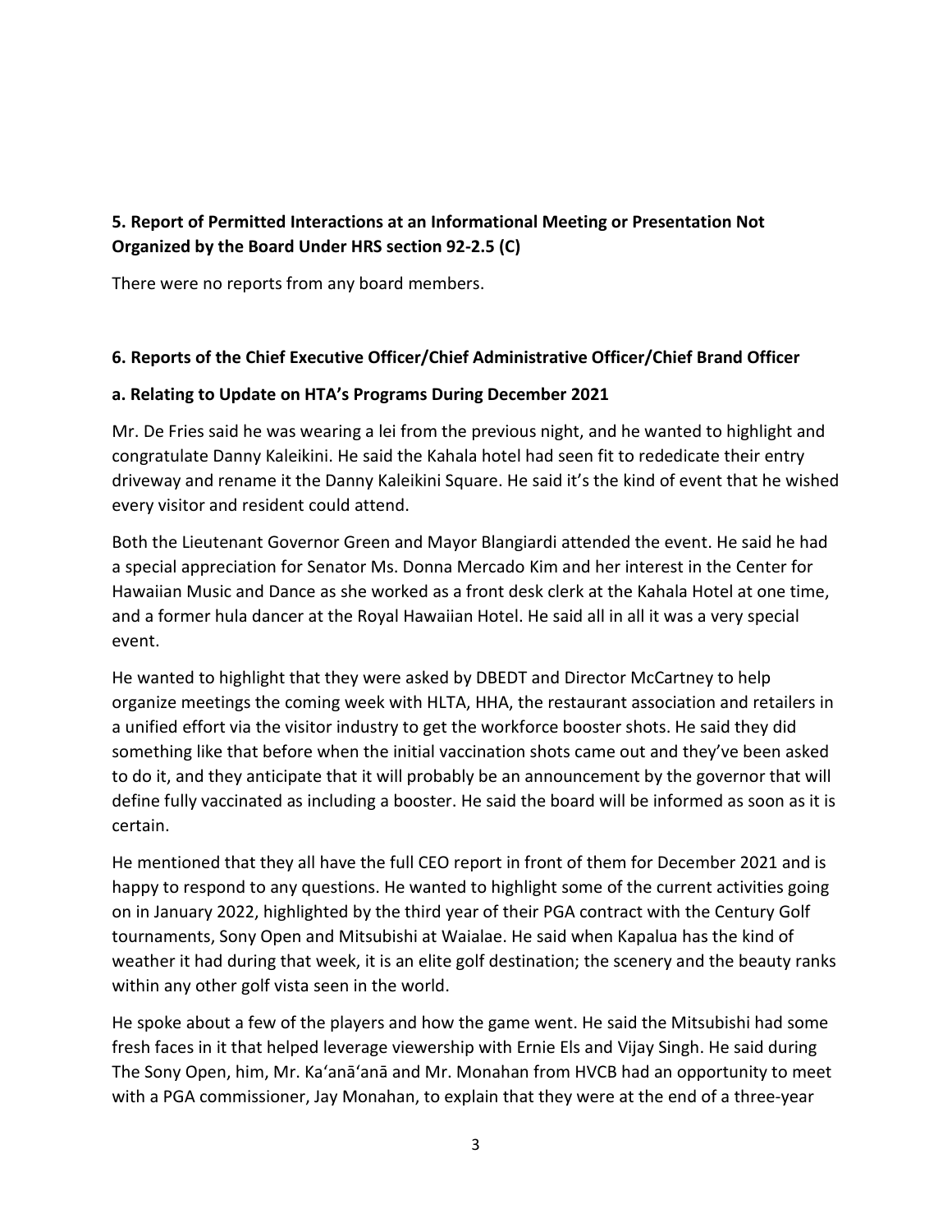**5. Report of Permitted Interactions at an Informational Meeting or Presentation Not Organized by the Board Under HRS section 92-2.5 (C)**

There were no reports from any board members.

**6. Reports of the Chief Executive Officer/Chief Administrative Officer/Chief Brand Officer**

**a. Relating to Update on HTA's Programs During December 2021**

Mr. De Fries said he was wearing a lei from the previous night, and he wanted to highlight and congratulate Danny Kaleikini. He said the Kahala hotel had seen fit to rededicate their entry driveway and rename it the Danny Kaleikini Square. He said it's the kind of event that he wished every visitor and resident could attend.

Both the Lieutenant Governor Green and Mayor Blangiardi attended the event. He said he had a special appreciation for Senator Ms. Donna Mercado Kim and her interest in the Center for Hawaiian Music and Dance as she worked as a front desk clerk at the Kahala Hotel at one time, and a former hula dancer at the Royal Hawaiian Hotel. He said all in all it was a very special event.

He wanted to highlight that they were asked by DBEDT and Director McCartney to help organize meetings the coming week with HLTA, HHA, the restaurant association and retailers in a unified effort via the visitor industry to get the workforce booster shots. He said they did something like that before when the initial vaccination shots came out and they've been asked to do it, and they anticipate that it will probably be an announcement by the governor that will define fully vaccinated as including a booster. He said the board will be informed as soon as it is certain.

He mentioned that they all have the full CEO report in front of them for December 2021 and is happy to respond to any questions. He wanted to highlight some of the current activities going on in January 2022, highlighted by the third year of their PGA contract with the Century Golf tournaments, Sony Open and Mitsubishi at Waialae. He said when Kapalua has the kind of weather it had during that week, it is an elite golf destination; the scenery and the beauty ranks within any other golf vista seen in the world.

He spoke about a few of the players and how the game went. He said the Mitsubishi had some fresh faces in it that helped leverage viewership with Ernie Els and Vijay Singh. He said during The Sony Open, him, Mr. Ka'anā'anā and Mr. Monahan from HVCB had an opportunity to meet with a PGA commissioner, Jay Monahan, to explain that they were at the end of a three-year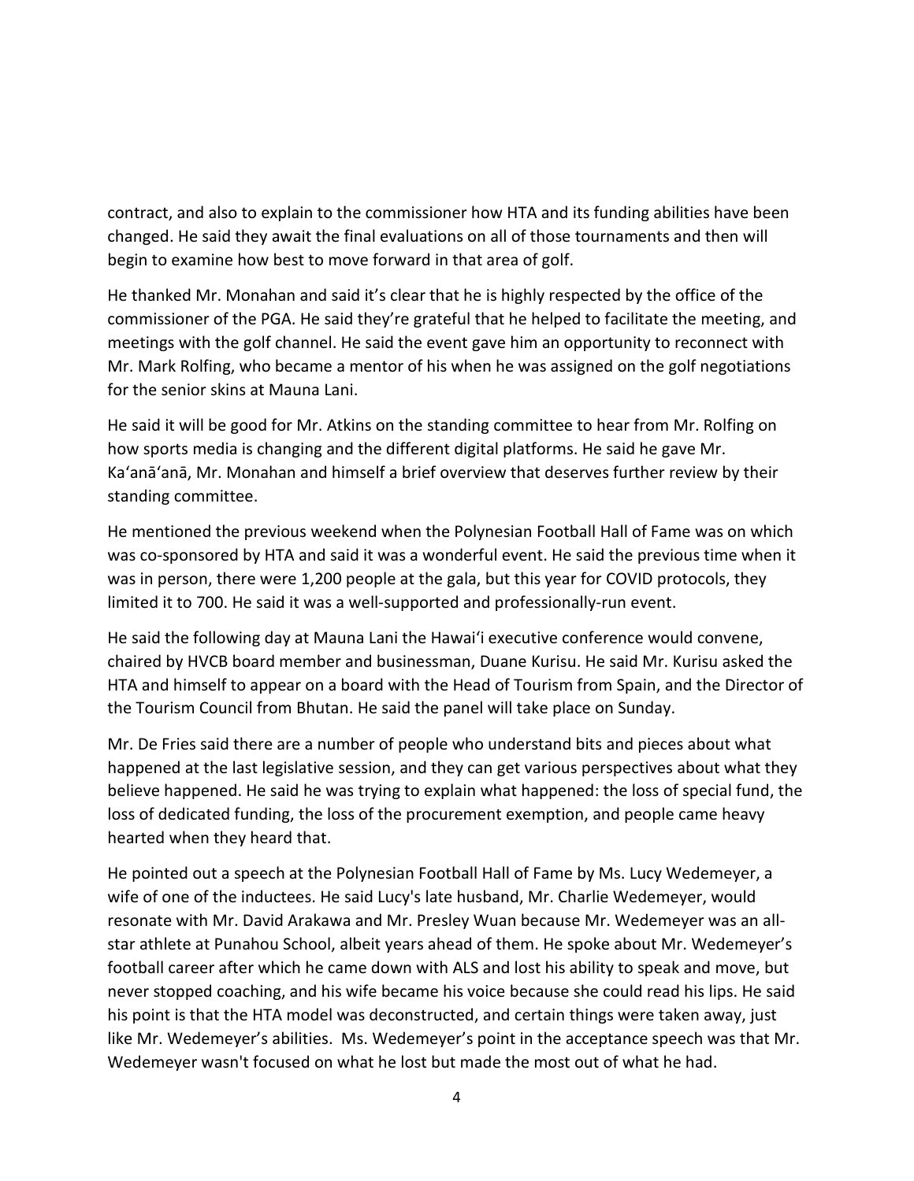contract, and also to explain to the commissioner how HTA and its funding abilities have been changed. He said they await the final evaluations on all of those tournaments and then will begin to examine how best to move forward in that area of golf.

He thanked Mr. Monahan and said it's clear that he is highly respected by the office of the commissioner of the PGA. He said they're grateful that he helped to facilitate the meeting, and meetings with the golf channel. He said the event gave him an opportunity to reconnect with Mr. Mark Rolfing, who became a mentor of his when he was assigned on the golf negotiations for the senior skins at Mauna Lani.

He said it will be good for Mr. Atkins on the standing committee to hear from Mr. Rolfing on how sports media is changing and the different digital platforms. He said he gave Mr. Ka'anā'anā, Mr. Monahan and himself a brief overview that deserves further review by their standing committee.

He mentioned the previous weekend when the Polynesian Football Hall of Fame was on which was co-sponsored by HTA and said it was a wonderful event. He said the previous time when it was in person, there were 1,200 people at the gala, but this year for COVID protocols, they limited it to 700. He said it was a well-supported and professionally-run event.

He said the following day at Mauna Lani the Hawai'i executive conference would convene, chaired by HVCB board member and businessman, Duane Kurisu. He said Mr. Kurisu asked the HTA and himself to appear on a board with the Head of Tourism from Spain, and the Director of the Tourism Council from Bhutan. He said the panel will take place on Sunday.

Mr. De Fries said there are a number of people who understand bits and pieces about what happened at the last legislative session, and they can get various perspectives about what they believe happened. He said he was trying to explain what happened: the loss of special fund, the loss of dedicated funding, the loss of the procurement exemption, and people came heavy hearted when they heard that.

He pointed out a speech at the Polynesian Football Hall of Fame by Ms. Lucy Wedemeyer, a wife of one of the inductees. He said Lucy's late husband, Mr. Charlie Wedemeyer, would resonate with Mr. David Arakawa and Mr. Presley Wuan because Mr. Wedemeyer was an all-star athlete at Punahou School, albeit years ahead of them. He spoke about Mr. Wedemeyer's football career after which he came down with ALS and lost his ability to speak and move, but never stopped coaching, and his wife became his voice because she could read his lips. He said his point is that the HTA model was deconstructed, and certain things were taken away, just like Mr. Wedemeyer's abilities. Ms. Wedemeyer's point in the acceptance speech was that Mr. Wedemeyer wasn't focused on what he lost but made the most out of what he had.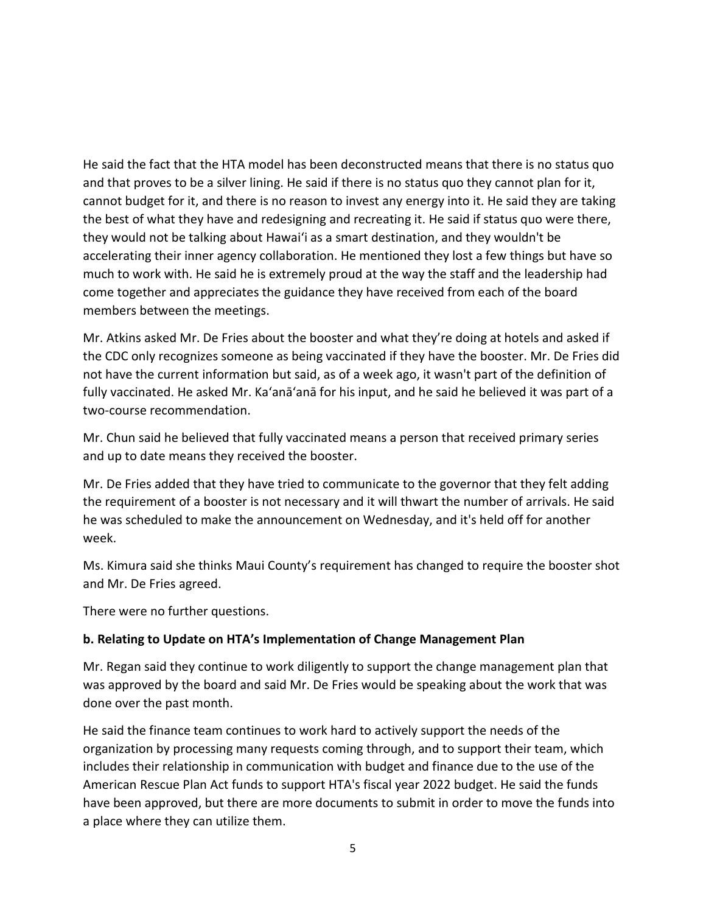He said the fact that the HTA model has been deconstructed means that there is no status quo and that proves to be a silver lining. He said if there is no status quo they cannot plan for it, cannot budget for it, and there is no reason to invest any energy into it. He said they are taking the best of what they have and redesigning and recreating it. He said if status quo were there, they would not be talking about Hawaiʻi as a smart destination, and they wouldn't be accelerating their inner agency collaboration. He mentioned they lost a few things but have so much to work with. He said he is extremely proud at the way the staff and the leadership had come together and appreciates the guidance they have received from each of the board members between the meetings.

Mr. Atkins asked Mr. De Fries about the booster and what they're doing at hotels and asked if the CDC only recognizes someone as being vaccinated if they have the booster. Mr. De Fries did not have the current information but said, as of a week ago, it wasn't part of the definition of fully vaccinated. He asked Mr. Kaʻanāʻanā for his input, and he said he believed it was part of a two-course recommendation.

Mr. Chun said he believed that fully vaccinated means a person that received primary series and up to date means they received the booster.

Mr. De Fries added that they have tried to communicate to the governor that they felt adding the requirement of a booster is not necessary and it will thwart the number of arrivals. He said he was scheduled to make the announcement on Wednesday, and it's held off for another week.

Ms. Kimura said she thinks Maui County's requirement has changed to require the booster shot and Mr. De Fries agreed.

There were no further questions.

**b. Relating to Update on HTA's Implementation of Change Management Plan**

Mr. Regan said they continue to work diligently to support the change management plan that was approved by the board and said Mr. De Fries would be speaking about the work that was done over the past month.

He said the finance team continues to work hard to actively support the needs of the organization by processing many requests coming through, and to support their team, which includes their relationship in communication with budget and finance due to the use of the American Rescue Plan Act funds to support HTA's fiscal year 2022 budget. He said the funds have been approved, but there are more documents to submit in order to move the funds into a place where they can utilize them.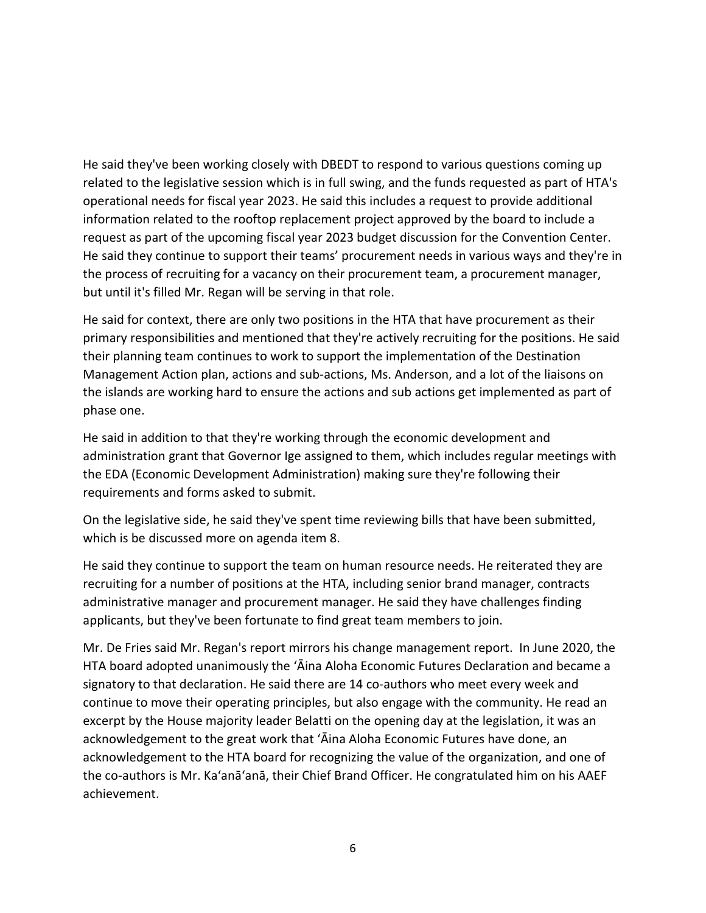He said they've been working closely with DBEDT to respond to various questions coming up related to the legislative session which is in full swing, and the funds requested as part of HTA's operational needs for fiscal year 2023. He said this includes a request to provide additional information related to the rooftop replacement project approved by the board to include a request as part of the upcoming fiscal year 2023 budget discussion for the Convention Center. He said they continue to support their teams' procurement needs in various ways and they're in the process of recruiting for a vacancy on their procurement team, a procurement manager, but until it's filled Mr. Regan will be serving in that role.

He said for context, there are only two positions in the HTA that have procurement as their primary responsibilities and mentioned that they're actively recruiting for the positions. He said their planning team continues to work to support the implementation of the Destination Management Action plan, actions and sub-actions, Ms. Anderson, and a lot of the liaisons on the islands are working hard to ensure the actions and sub actions get implemented as part of phase one.

He said in addition to that they're working through the economic development and administration grant that Governor Ige assigned to them, which includes regular meetings with the EDA (Economic Development Administration) making sure they're following their requirements and forms asked to submit.

On the legislative side, he said they've spent time reviewing bills that have been submitted, which is be discussed more on agenda item 8.

He said they continue to support the team on human resource needs. He reiterated they are recruiting for a number of positions at the HTA, including senior brand manager, contracts administrative manager and procurement manager. He said they have challenges finding applicants, but they've been fortunate to find great team members to join.

Mr. De Fries said Mr. Regan's report mirrors his change management report. In June 2020, the HTA board adopted unanimously the ʻĀina Aloha Economic Futures Declaration and became a signatory to that declaration. He said there are 14 co-authors who meet every week and continue to move their operating principles, but also engage with the community. He read an excerpt by the House majority leader Belatti on the opening day at the legislation, it was an acknowledgement to the great work that ʻĀina Aloha Economic Futures have done, an acknowledgement to the HTA board for recognizing the value of the organization, and one of the co-authors is Mr. Kaʻanāʻanā, their Chief Brand Officer. He congratulated him on his AAEF achievement.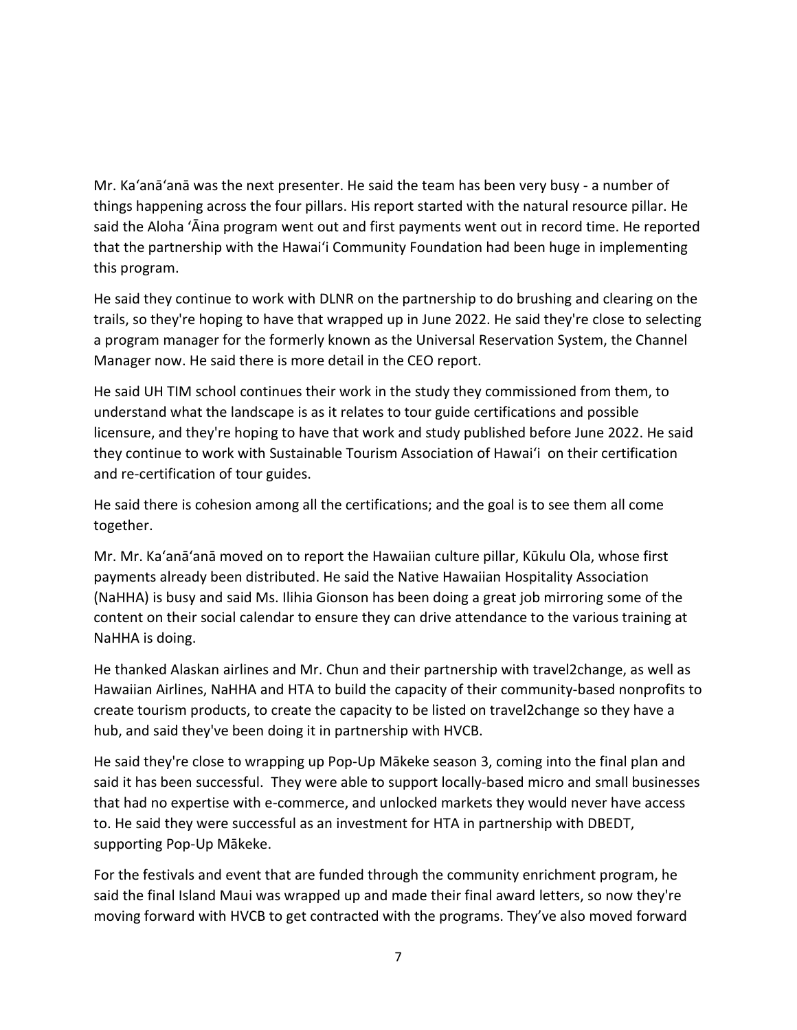Mr. Ka'anā'anā was the next presenter. He said the team has been very busy - a number of things happening across the four pillars. His report started with the natural resource pillar. He said the Aloha 'Āina program went out and first payments went out in record time. He reported that the partnership with the Hawai'i Community Foundation had been huge in implementing this program.

He said they continue to work with DLNR on the partnership to do brushing and clearing on the trails, so they're hoping to have that wrapped up in June 2022. He said they're close to selecting a program manager for the formerly known as the Universal Reservation System, the Channel Manager now. He said there is more detail in the CEO report.

He said UH TIM school continues their work in the study they commissioned from them, to understand what the landscape is as it relates to tour guide certifications and possible licensure, and they're hoping to have that work and study published before June 2022. He said they continue to work with Sustainable Tourism Association of Hawai'i on their certification and re-certification of tour guides.

He said there is cohesion among all the certifications; and the goal is to see them all come together.

Mr. Mr. Ka'anā'anā moved on to report the Hawaiian culture pillar, Kūkulu Ola, whose first payments already been distributed. He said the Native Hawaiian Hospitality Association (NaHHA) is busy and said Ms. Ilihia Gionson has been doing a great job mirroring some of the content on their social calendar to ensure they can drive attendance to the various training at NaHHA is doing.

He thanked Alaskan airlines and Mr. Chun and their partnership with travel2change, as well as Hawaiian Airlines, NaHHA and HTA to build the capacity of their community-based nonprofits to create tourism products, to create the capacity to be listed on travel2change so they have a hub, and said they've been doing it in partnership with HVCB.

He said they're close to wrapping up Pop-Up Mākeke season 3, coming into the final plan and said it has been successful. They were able to support locally-based micro and small businesses that had no expertise with e-commerce, and unlocked markets they would never have access to. He said they were successful as an investment for HTA in partnership with DBEDT, supporting Pop-Up Mākeke.

For the festivals and event that are funded through the community enrichment program, he said the final Island Maui was wrapped up and made their final award letters, so now they're moving forward with HVCB to get contracted with the programs. They've also moved forward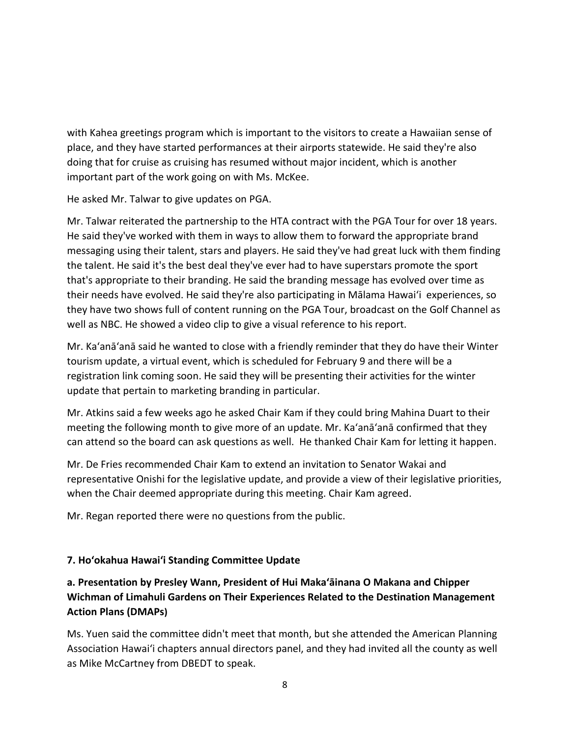with Kahea greetings program which is important to the visitors to create a Hawaiian sense of place, and they have started performances at their airports statewide. He said they're also doing that for cruise as cruising has resumed without major incident, which is another important part of the work going on with Ms. McKee.

He asked Mr. Talwar to give updates on PGA.

Mr. Talwar reiterated the partnership to the HTA contract with the PGA Tour for over 18 years. He said they've worked with them in ways to allow them to forward the appropriate brand messaging using their talent, stars and players. He said they've had great luck with them finding the talent. He said it's the best deal they've ever had to have superstars promote the sport that's appropriate to their branding. He said the branding message has evolved over time as their needs have evolved. He said they're also participating in Mālama Hawaiʻi experiences, so they have two shows full of content running on the PGA Tour, broadcast on the Golf Channel as well as NBC. He showed a video clip to give a visual reference to his report.

Mr. Kaʻanāʻanā said he wanted to close with a friendly reminder that they do have their Winter tourism update, a virtual event, which is scheduled for February 9 and there will be a registration link coming soon. He said they will be presenting their activities for the winter update that pertain to marketing branding in particular.

Mr. Atkins said a few weeks ago he asked Chair Kam if they could bring Mahina Duart to their meeting the following month to give more of an update. Mr. Kaʻanāʻanā confirmed that they can attend so the board can ask questions as well. He thanked Chair Kam for letting it happen.

Mr. De Fries recommended Chair Kam to extend an invitation to Senator Wakai and representative Onishi for the legislative update, and provide a view of their legislative priorities, when the Chair deemed appropriate during this meeting. Chair Kam agreed.

Mr. Regan reported there were no questions from the public.

### 7. Hoʻokahua Hawaiʻi Standing Committee Update

#### a. Presentation by Presley Wann, President of Hui Makaʻāinana O Makana and Chipper Wichman of Limahuli Gardens on Their Experiences Related to the Destination Management Action Plans (DMAPs)

Ms. Yuen said the committee didn't meet that month, but she attended the American Planning Association Hawaiʻi chapters annual directors panel, and they had invited all the county as well as Mike McCartney from DBEDT to speak.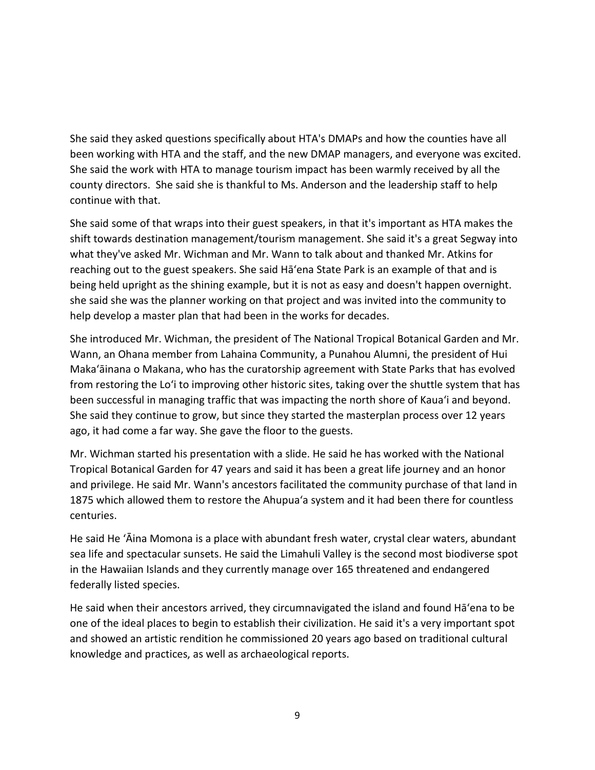She said they asked questions specifically about HTA's DMAPs and how the counties have all been working with HTA and the staff, and the new DMAP managers, and everyone was excited. She said the work with HTA to manage tourism impact has been warmly received by all the county directors. She said she is thankful to Ms. Anderson and the leadership staff to help continue with that.

She said some of that wraps into their guest speakers, in that it's important as HTA makes the shift towards destination management/tourism management. She said it's a great Segway into what they've asked Mr. Wichman and Mr. Wann to talk about and thanked Mr. Atkins for reaching out to the guest speakers. She said Hāʻena State Park is an example of that and is being held upright as the shining example, but it is not as easy and doesn't happen overnight. she said she was the planner working on that project and was invited into the community to help develop a master plan that had been in the works for decades.

She introduced Mr. Wichman, the president of The National Tropical Botanical Garden and Mr. Wann, an Ohana member from Lahaina Community, a Punahou Alumni, the president of Hui Makaʻāinana o Makana, who has the curatorship agreement with State Parks that has evolved from restoring the Loʻi to improving other historic sites, taking over the shuttle system that has been successful in managing traffic that was impacting the north shore of Kauaʻi and beyond. She said they continue to grow, but since they started the masterplan process over 12 years ago, it had come a far way. She gave the floor to the guests.

Mr. Wichman started his presentation with a slide. He said he has worked with the National Tropical Botanical Garden for 47 years and said it has been a great life journey and an honor and privilege. He said Mr. Wann's ancestors facilitated the community purchase of that land in 1875 which allowed them to restore the Ahupuaʻa system and it had been there for countless centuries.

He said He ʻĀina Momona is a place with abundant fresh water, crystal clear waters, abundant sea life and spectacular sunsets. He said the Limahuli Valley is the second most biodiverse spot in the Hawaiian Islands and they currently manage over 165 threatened and endangered federally listed species.

He said when their ancestors arrived, they circumnavigated the island and found Hāʻena to be one of the ideal places to begin to establish their civilization. He said it's a very important spot and showed an artistic rendition he commissioned 20 years ago based on traditional cultural knowledge and practices, as well as archaeological reports.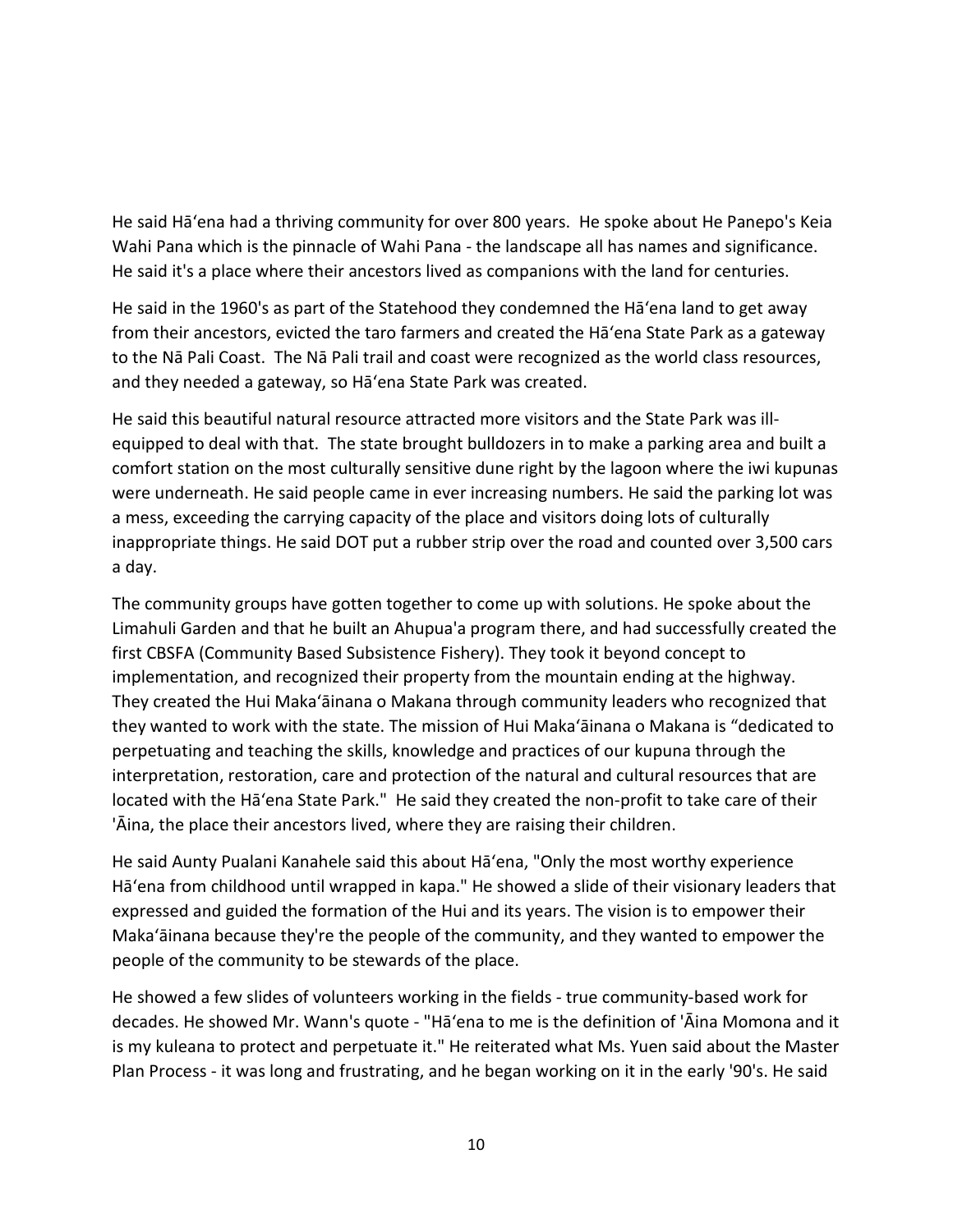He said Hāʻena had a thriving community for over 800 years. He spoke about He Panepo's Keia Wahi Pana which is the pinnacle of Wahi Pana - the landscape all has names and significance. He said it's a place where their ancestors lived as companions with the land for centuries.

He said in the 1960's as part of the Statehood they condemned the Hāʻena land to get away from their ancestors, evicted the taro farmers and created the Hāʻena State Park as a gateway to the Nā Pali Coast. The Nā Pali trail and coast were recognized as the world class resources, and they needed a gateway, so Hāʻena State Park was created.

He said this beautiful natural resource attracted more visitors and the State Park was ill-equipped to deal with that. The state brought bulldozers in to make a parking area and built a comfort station on the most culturally sensitive dune right by the lagoon where the iwi kupunas were underneath. He said people came in ever increasing numbers. He said the parking lot was a mess, exceeding the carrying capacity of the place and visitors doing lots of culturally inappropriate things. He said DOT put a rubber strip over the road and counted over 3,500 cars a day.

The community groups have gotten together to come up with solutions. He spoke about the Limahuli Garden and that he built an Ahupua'a program there, and had successfully created the first CBSFA (Community Based Subsistence Fishery). They took it beyond concept to implementation, and recognized their property from the mountain ending at the highway. They created the Hui Makaʻāinana o Makana through community leaders who recognized that they wanted to work with the state. The mission of Hui Makaʻāinana o Makana is "dedicated to perpetuating and teaching the skills, knowledge and practices of our kupuna through the interpretation, restoration, care and protection of the natural and cultural resources that are located with the Hāʻena State Park." He said they created the non-profit to take care of their 'Āina, the place their ancestors lived, where they are raising their children.

He said Aunty Pualani Kanahele said this about Hāʻena, "Only the most worthy experience Hāʻena from childhood until wrapped in kapa." He showed a slide of their visionary leaders that expressed and guided the formation of the Hui and its years. The vision is to empower their Makaʻāinana because they're the people of the community, and they wanted to empower the people of the community to be stewards of the place.

He showed a few slides of volunteers working in the fields - true community-based work for decades. He showed Mr. Wann's quote - "Hāʻena to me is the definition of 'Āina Momona and it is my kuleana to protect and perpetuate it." He reiterated what Ms. Yuen said about the Master Plan Process - it was long and frustrating, and he began working on it in the early '90's. He said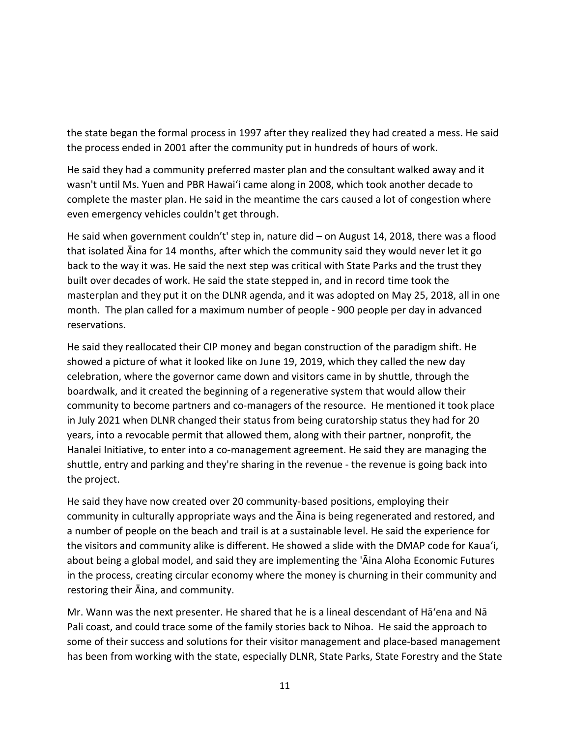the state began the formal process in 1997 after they realized they had created a mess. He said the process ended in 2001 after the community put in hundreds of hours of work.

He said they had a community preferred master plan and the consultant walked away and it wasn't until Ms. Yuen and PBR Hawaiʻi came along in 2008, which took another decade to complete the master plan. He said in the meantime the cars caused a lot of congestion where even emergency vehicles couldn't get through.

He said when government couldn't't' step in, nature did – on August 14, 2018, there was a flood that isolated Āina for 14 months, after which the community said they would never let it go back to the way it was. He said the next step was critical with State Parks and the trust they built over decades of work. He said the state stepped in, and in record time took the masterplan and they put it on the DLNR agenda, and it was adopted on May 25, 2018, all in one month. The plan called for a maximum number of people - 900 people per day in advanced reservations.

He said they reallocated their CIP money and began construction of the paradigm shift. He showed a picture of what it looked like on June 19, 2019, which they called the new day celebration, where the governor came down and visitors came in by shuttle, through the boardwalk, and it created the beginning of a regenerative system that would allow their community to become partners and co-managers of the resource. He mentioned it took place in July 2021 when DLNR changed their status from being curatorship status they had for 20 years, into a revocable permit that allowed them, along with their partner, nonprofit, the Hanalei Initiative, to enter into a co-management agreement. He said they are managing the shuttle, entry and parking and they're sharing in the revenue - the revenue is going back into the project.

He said they have now created over 20 community-based positions, employing their community in culturally appropriate ways and the Āina is being regenerated and restored, and a number of people on the beach and trail is at a sustainable level. He said the experience for the visitors and community alike is different. He showed a slide with the DMAP code for Kauaʻi, about being a global model, and said they are implementing the 'Āina Aloha Economic Futures in the process, creating circular economy where the money is churning in their community and restoring their Āina, and community.

Mr. Wann was the next presenter. He shared that he is a lineal descendant of Hāʻena and Nā Pali coast, and could trace some of the family stories back to Nihoa. He said the approach to some of their success and solutions for their visitor management and place-based management has been from working with the state, especially DLNR, State Parks, State Forestry and the State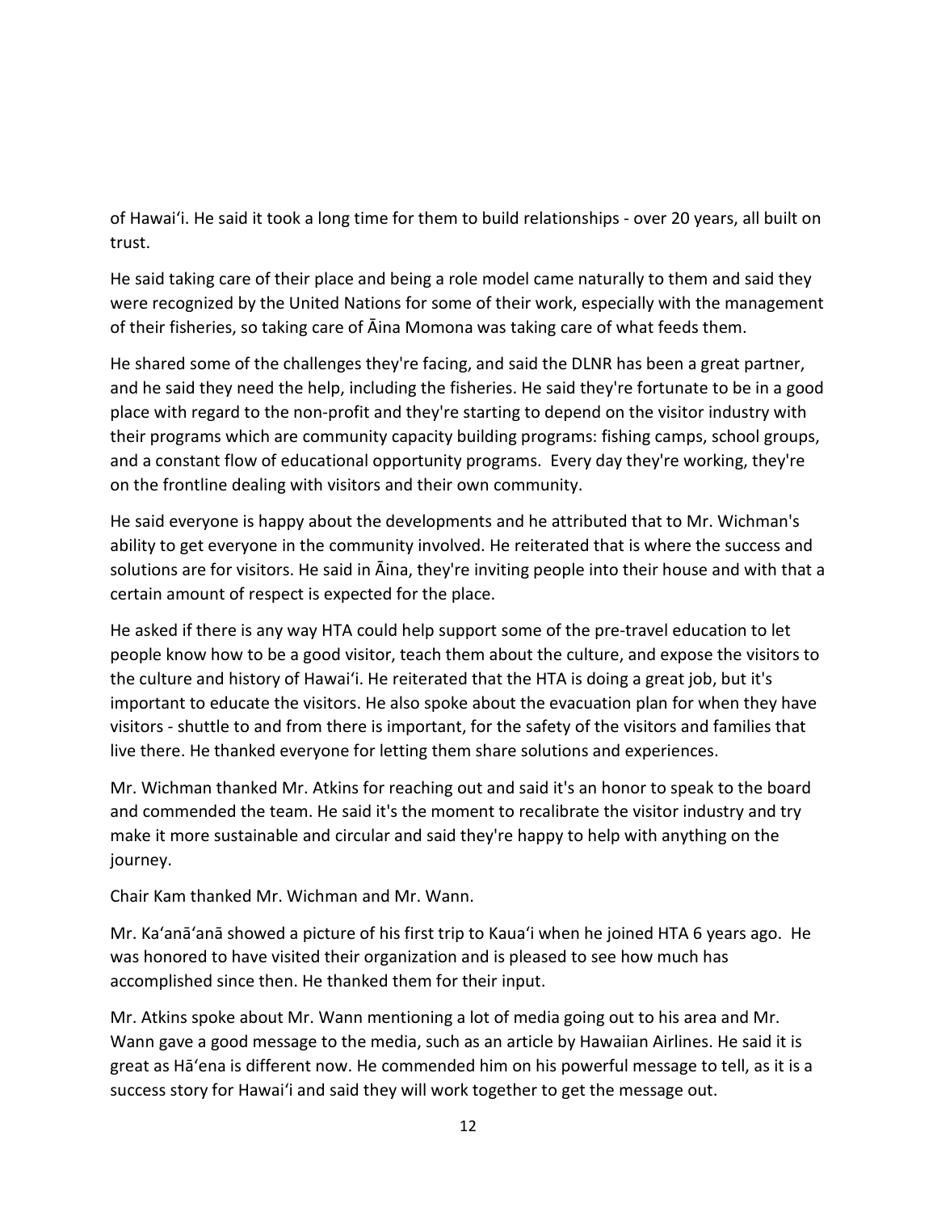of Hawaiʻi. He said it took a long time for them to build relationships - over 20 years, all built on trust.

He said taking care of their place and being a role model came naturally to them and said they were recognized by the United Nations for some of their work, especially with the management of their fisheries, so taking care of Āina Momona was taking care of what feeds them.

He shared some of the challenges they're facing, and said the DLNR has been a great partner, and he said they need the help, including the fisheries. He said they're fortunate to be in a good place with regard to the non-profit and they're starting to depend on the visitor industry with their programs which are community capacity building programs: fishing camps, school groups, and a constant flow of educational opportunity programs. Every day they're working, they're on the frontline dealing with visitors and their own community.

He said everyone is happy about the developments and he attributed that to Mr. Wichman's ability to get everyone in the community involved. He reiterated that is where the success and solutions are for visitors. He said in Āina, they're inviting people into their house and with that a certain amount of respect is expected for the place.

He asked if there is any way HTA could help support some of the pre-travel education to let people know how to be a good visitor, teach them about the culture, and expose the visitors to the culture and history of Hawaiʻi. He reiterated that the HTA is doing a great job, but it's important to educate the visitors. He also spoke about the evacuation plan for when they have visitors - shuttle to and from there is important, for the safety of the visitors and families that live there. He thanked everyone for letting them share solutions and experiences.

Mr. Wichman thanked Mr. Atkins for reaching out and said it's an honor to speak to the board and commended the team. He said it's the moment to recalibrate the visitor industry and try make it more sustainable and circular and said they're happy to help with anything on the journey.

Chair Kam thanked Mr. Wichman and Mr. Wann.

Mr. Kaʻanāʻanā showed a picture of his first trip to Kauaʻi when he joined HTA 6 years ago. He was honored to have visited their organization and is pleased to see how much has accomplished since then. He thanked them for their input.

Mr. Atkins spoke about Mr. Wann mentioning a lot of media going out to his area and Mr. Wann gave a good message to the media, such as an article by Hawaiian Airlines. He said it is great as Hāʻena is different now. He commended him on his powerful message to tell, as it is a success story for Hawaiʻi and said they will work together to get the message out.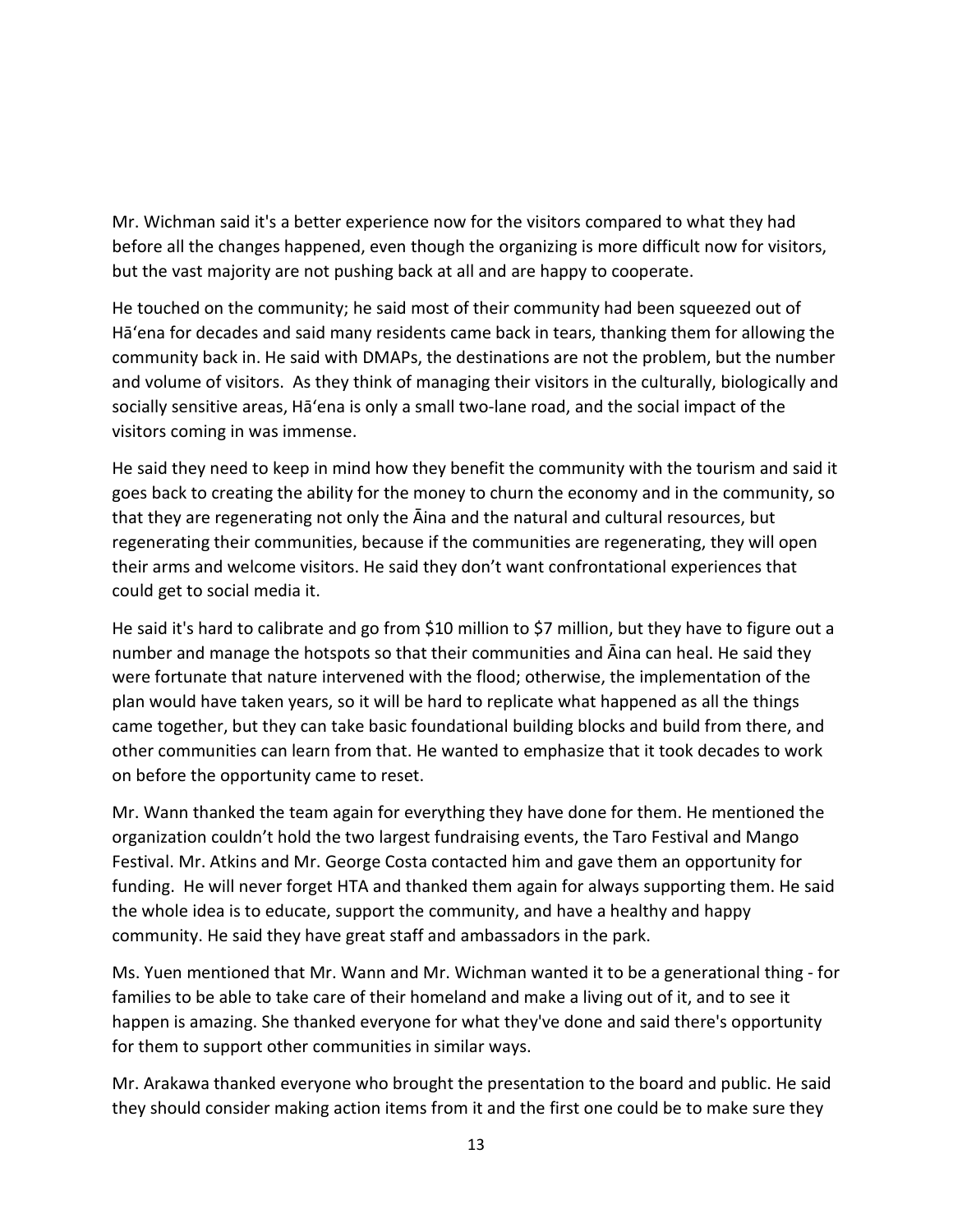Mr. Wichman said it's a better experience now for the visitors compared to what they had before all the changes happened, even though the organizing is more difficult now for visitors, but the vast majority are not pushing back at all and are happy to cooperate.

He touched on the community; he said most of their community had been squeezed out of Hāʻena for decades and said many residents came back in tears, thanking them for allowing the community back in. He said with DMAPs, the destinations are not the problem, but the number and volume of visitors. As they think of managing their visitors in the culturally, biologically and socially sensitive areas, Hāʻena is only a small two-lane road, and the social impact of the visitors coming in was immense.

He said they need to keep in mind how they benefit the community with the tourism and said it goes back to creating the ability for the money to churn the economy and in the community, so that they are regenerating not only the Āina and the natural and cultural resources, but regenerating their communities, because if the communities are regenerating, they will open their arms and welcome visitors. He said they don't want confrontational experiences that could get to social media it.

He said it's hard to calibrate and go from $10 million to $7 million, but they have to figure out a number and manage the hotspots so that their communities and Āina can heal. He said they were fortunate that nature intervened with the flood; otherwise, the implementation of the plan would have taken years, so it will be hard to replicate what happened as all the things came together, but they can take basic foundational building blocks and build from there, and other communities can learn from that. He wanted to emphasize that it took decades to work on before the opportunity came to reset.

Mr. Wann thanked the team again for everything they have done for them. He mentioned the organization couldn't hold the two largest fundraising events, the Taro Festival and Mango Festival. Mr. Atkins and Mr. George Costa contacted him and gave them an opportunity for funding. He will never forget HTA and thanked them again for always supporting them. He said the whole idea is to educate, support the community, and have a healthy and happy community. He said they have great staff and ambassadors in the park.

Ms. Yuen mentioned that Mr. Wann and Mr. Wichman wanted it to be a generational thing - for families to be able to take care of their homeland and make a living out of it, and to see it happen is amazing. She thanked everyone for what they've done and said there's opportunity for them to support other communities in similar ways.

Mr. Arakawa thanked everyone who brought the presentation to the board and public. He said they should consider making action items from it and the first one could be to make sure they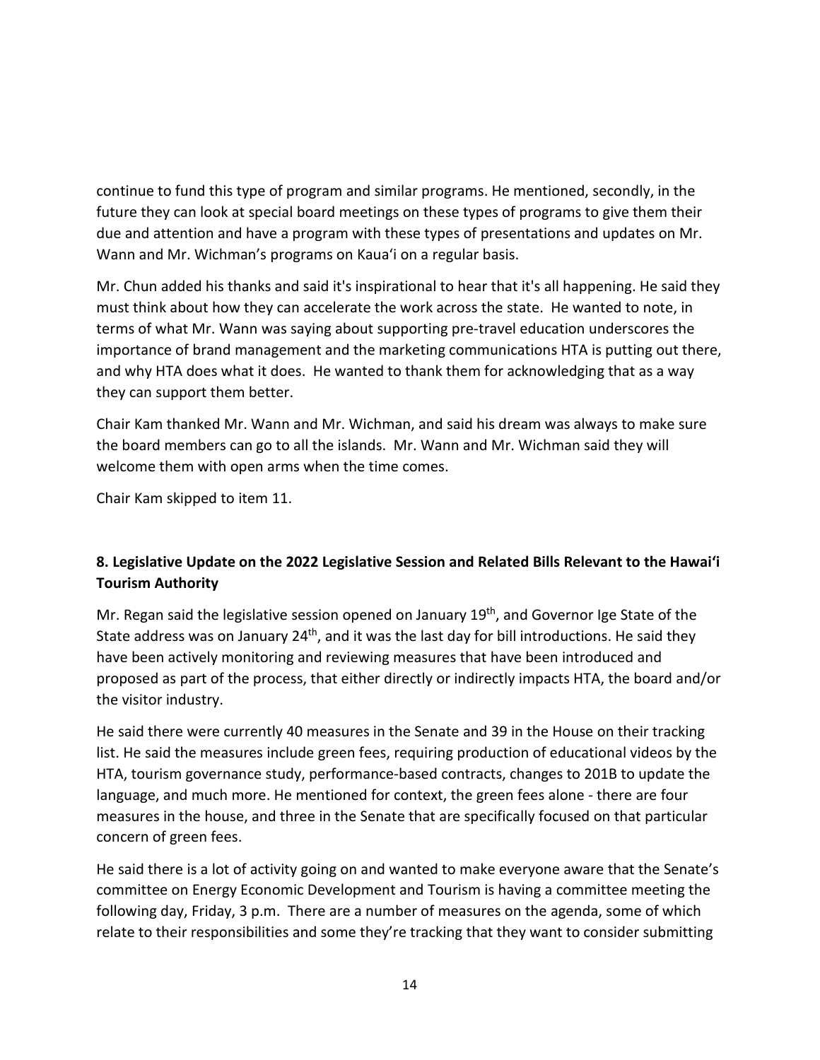continue to fund this type of program and similar programs. He mentioned, secondly, in the future they can look at special board meetings on these types of programs to give them their due and attention and have a program with these types of presentations and updates on Mr. Wann and Mr. Wichman's programs on Kauaʻi on a regular basis.

Mr. Chun added his thanks and said it's inspirational to hear that it's all happening. He said they must think about how they can accelerate the work across the state. He wanted to note, in terms of what Mr. Wann was saying about supporting pre-travel education underscores the importance of brand management and the marketing communications HTA is putting out there, and why HTA does what it does. He wanted to thank them for acknowledging that as a way they can support them better.

Chair Kam thanked Mr. Wann and Mr. Wichman, and said his dream was always to make sure the board members can go to all the islands. Mr. Wann and Mr. Wichman said they will welcome them with open arms when the time comes.

Chair Kam skipped to item 11.

**8. Legislative Update on the 2022 Legislative Session and Related Bills Relevant to the Hawaiʻi Tourism Authority**

Mr. Regan said the legislative session opened on January 19th, and Governor Ige State of the State address was on January 24th, and it was the last day for bill introductions. He said they have been actively monitoring and reviewing measures that have been introduced and proposed as part of the process, that either directly or indirectly impacts HTA, the board and/or the visitor industry.

He said there were currently 40 measures in the Senate and 39 in the House on their tracking list. He said the measures include green fees, requiring production of educational videos by the HTA, tourism governance study, performance-based contracts, changes to 201B to update the language, and much more. He mentioned for context, the green fees alone - there are four measures in the house, and three in the Senate that are specifically focused on that particular concern of green fees.

He said there is a lot of activity going on and wanted to make everyone aware that the Senate's committee on Energy Economic Development and Tourism is having a committee meeting the following day, Friday, 3 p.m. There are a number of measures on the agenda, some of which relate to their responsibilities and some they're tracking that they want to consider submitting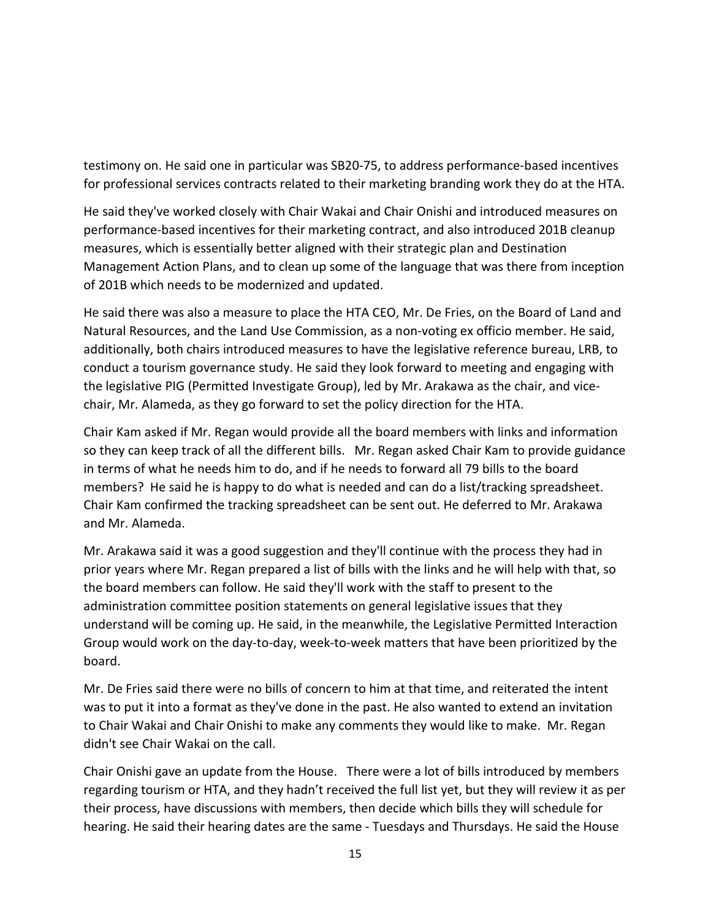testimony on. He said one in particular was SB20-75, to address performance-based incentives for professional services contracts related to their marketing branding work they do at the HTA.

He said they've worked closely with Chair Wakai and Chair Onishi and introduced measures on performance-based incentives for their marketing contract, and also introduced 201B cleanup measures, which is essentially better aligned with their strategic plan and Destination Management Action Plans, and to clean up some of the language that was there from inception of 201B which needs to be modernized and updated.

He said there was also a measure to place the HTA CEO, Mr. De Fries, on the Board of Land and Natural Resources, and the Land Use Commission, as a non-voting ex officio member. He said, additionally, both chairs introduced measures to have the legislative reference bureau, LRB, to conduct a tourism governance study. He said they look forward to meeting and engaging with the legislative PIG (Permitted Investigate Group), led by Mr. Arakawa as the chair, and vice-chair, Mr. Alameda, as they go forward to set the policy direction for the HTA.

Chair Kam asked if Mr. Regan would provide all the board members with links and information so they can keep track of all the different bills. Mr. Regan asked Chair Kam to provide guidance in terms of what he needs him to do, and if he needs to forward all 79 bills to the board members? He said he is happy to do what is needed and can do a list/tracking spreadsheet. Chair Kam confirmed the tracking spreadsheet can be sent out. He deferred to Mr. Arakawa and Mr. Alameda.

Mr. Arakawa said it was a good suggestion and they'll continue with the process they had in prior years where Mr. Regan prepared a list of bills with the links and he will help with that, so the board members can follow. He said they'll work with the staff to present to the administration committee position statements on general legislative issues that they understand will be coming up. He said, in the meanwhile, the Legislative Permitted Interaction Group would work on the day-to-day, week-to-week matters that have been prioritized by the board.

Mr. De Fries said there were no bills of concern to him at that time, and reiterated the intent was to put it into a format as they've done in the past. He also wanted to extend an invitation to Chair Wakai and Chair Onishi to make any comments they would like to make. Mr. Regan didn't see Chair Wakai on the call.

Chair Onishi gave an update from the House. There were a lot of bills introduced by members regarding tourism or HTA, and they hadn't received the full list yet, but they will review it as per their process, have discussions with members, then decide which bills they will schedule for hearing. He said their hearing dates are the same - Tuesdays and Thursdays. He said the House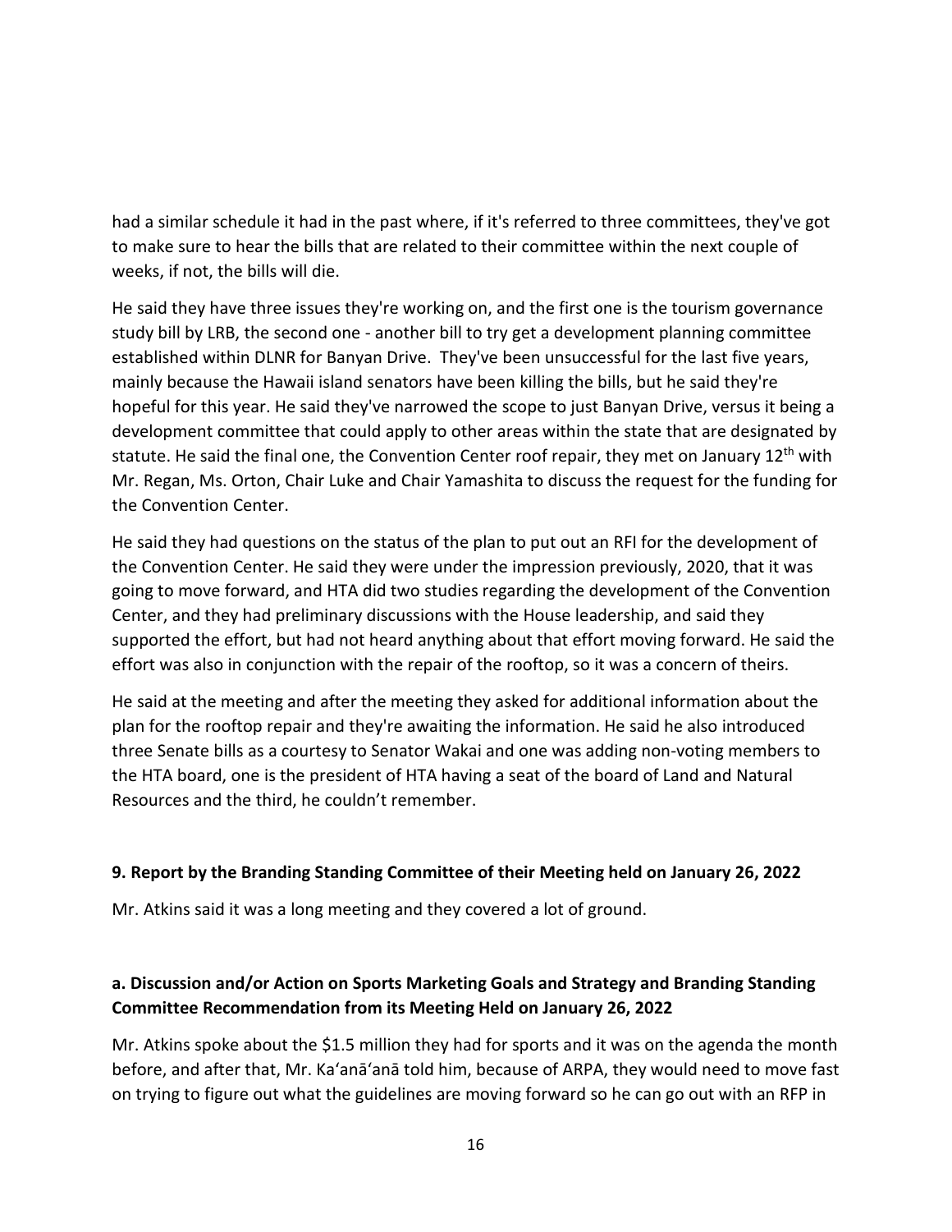had a similar schedule it had in the past where, if it's referred to three committees, they've got to make sure to hear the bills that are related to their committee within the next couple of weeks, if not, the bills will die.

He said they have three issues they're working on, and the first one is the tourism governance study bill by LRB, the second one - another bill to try get a development planning committee established within DLNR for Banyan Drive. They've been unsuccessful for the last five years, mainly because the Hawaii island senators have been killing the bills, but he said they're hopeful for this year. He said they've narrowed the scope to just Banyan Drive, versus it being a development committee that could apply to other areas within the state that are designated by statute. He said the final one, the Convention Center roof repair, they met on January 12th with Mr. Regan, Ms. Orton, Chair Luke and Chair Yamashita to discuss the request for the funding for the Convention Center.

He said they had questions on the status of the plan to put out an RFI for the development of the Convention Center. He said they were under the impression previously, 2020, that it was going to move forward, and HTA did two studies regarding the development of the Convention Center, and they had preliminary discussions with the House leadership, and said they supported the effort, but had not heard anything about that effort moving forward. He said the effort was also in conjunction with the repair of the rooftop, so it was a concern of theirs.

He said at the meeting and after the meeting they asked for additional information about the plan for the rooftop repair and they're awaiting the information. He said he also introduced three Senate bills as a courtesy to Senator Wakai and one was adding non-voting members to the HTA board, one is the president of HTA having a seat of the board of Land and Natural Resources and the third, he couldn't remember.

## 9. Report by the Branding Standing Committee of their Meeting held on January 26, 2022

Mr. Atkins said it was a long meeting and they covered a lot of ground.

### a. Discussion and/or Action on Sports Marketing Goals and Strategy and Branding Standing Committee Recommendation from its Meeting Held on January 26, 2022

Mr. Atkins spoke about the $1.5 million they had for sports and it was on the agenda the month before, and after that, Mr. Kaʻanāʻanā told him, because of ARPA, they would need to move fast on trying to figure out what the guidelines are moving forward so he can go out with an RFP in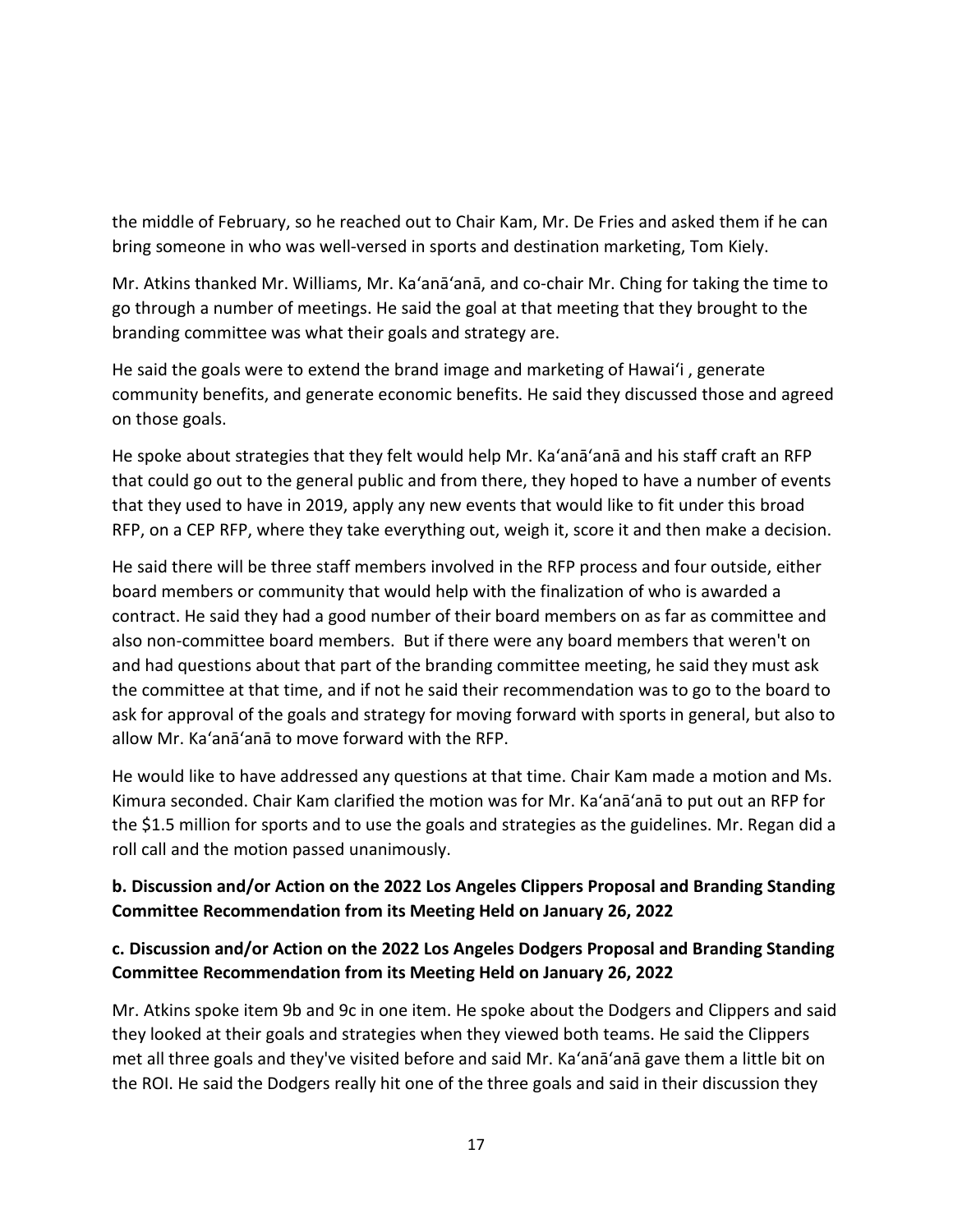the middle of February, so he reached out to Chair Kam, Mr. De Fries and asked them if he can bring someone in who was well-versed in sports and destination marketing, Tom Kiely.

Mr. Atkins thanked Mr. Williams, Mr. Kaʻanāʻanā, and co-chair Mr. Ching for taking the time to go through a number of meetings. He said the goal at that meeting that they brought to the branding committee was what their goals and strategy are.

He said the goals were to extend the brand image and marketing of Hawaiʻi , generate community benefits, and generate economic benefits. He said they discussed those and agreed on those goals.

He spoke about strategies that they felt would help Mr. Kaʻanāʻanā and his staff craft an RFP that could go out to the general public and from there, they hoped to have a number of events that they used to have in 2019, apply any new events that would like to fit under this broad RFP, on a CEP RFP, where they take everything out, weigh it, score it and then make a decision.

He said there will be three staff members involved in the RFP process and four outside, either board members or community that would help with the finalization of who is awarded a contract. He said they had a good number of their board members on as far as committee and also non-committee board members. But if there were any board members that weren't on and had questions about that part of the branding committee meeting, he said they must ask the committee at that time, and if not he said their recommendation was to go to the board to ask for approval of the goals and strategy for moving forward with sports in general, but also to allow Mr. Kaʻanāʻanā to move forward with the RFP.

He would like to have addressed any questions at that time. Chair Kam made a motion and Ms. Kimura seconded. Chair Kam clarified the motion was for Mr. Kaʻanāʻanā to put out an RFP for the $1.5 million for sports and to use the goals and strategies as the guidelines. Mr. Regan did a roll call and the motion passed unanimously.

**b. Discussion and/or Action on the 2022 Los Angeles Clippers Proposal and Branding Standing Committee Recommendation from its Meeting Held on January 26, 2022**

**c. Discussion and/or Action on the 2022 Los Angeles Dodgers Proposal and Branding Standing Committee Recommendation from its Meeting Held on January 26, 2022**

Mr. Atkins spoke item 9b and 9c in one item. He spoke about the Dodgers and Clippers and said they looked at their goals and strategies when they viewed both teams. He said the Clippers met all three goals and they've visited before and said Mr. Kaʻanāʻanā gave them a little bit on the ROI. He said the Dodgers really hit one of the three goals and said in their discussion they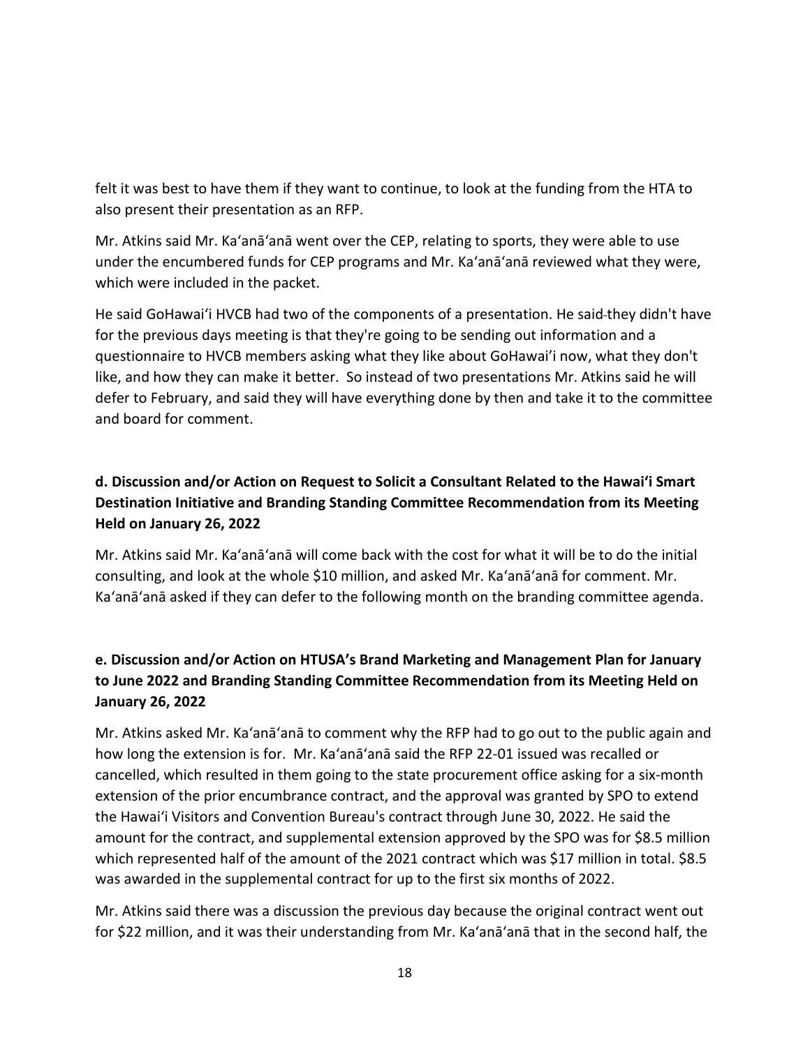felt it was best to have them if they want to continue, to look at the funding from the HTA to also present their presentation as an RFP.

Mr. Atkins said Mr. Ka'anā'anā went over the CEP, relating to sports, they were able to use under the encumbered funds for CEP programs and Mr. Ka'anā'anā reviewed what they were, which were included in the packet.

He said GoHawai'i HVCB had two of the components of a presentation. He said they didn't have for the previous days meeting is that they're going to be sending out information and a questionnaire to HVCB members asking what they like about GoHawai'i now, what they don't like, and how they can make it better. So instead of two presentations Mr. Atkins said he will defer to February, and said they will have everything done by then and take it to the committee and board for comment.

**d. Discussion and/or Action on Request to Solicit a Consultant Related to the Hawai'i Smart Destination Initiative and Branding Standing Committee Recommendation from its Meeting Held on January 26, 2022**

Mr. Atkins said Mr. Ka'anā'anā will come back with the cost for what it will be to do the initial consulting, and look at the whole $10 million, and asked Mr. Ka'anā'anā for comment. Mr. Ka'anā'anā asked if they can defer to the following month on the branding committee agenda.

**e. Discussion and/or Action on HTUSA's Brand Marketing and Management Plan for January to June 2022 and Branding Standing Committee Recommendation from its Meeting Held on January 26, 2022**

Mr. Atkins asked Mr. Ka'anā'anā to comment why the RFP had to go out to the public again and how long the extension is for. Mr. Ka'anā'anā said the RFP 22-01 issued was recalled or cancelled, which resulted in them going to the state procurement office asking for a six-month extension of the prior encumbrance contract, and the approval was granted by SPO to extend the Hawai'i Visitors and Convention Bureau's contract through June 30, 2022. He said the amount for the contract, and supplemental extension approved by the SPO was for $8.5 million which represented half of the amount of the 2021 contract which was $17 million in total. $8.5 was awarded in the supplemental contract for up to the first six months of 2022.

Mr. Atkins said there was a discussion the previous day because the original contract went out for $22 million, and it was their understanding from Mr. Ka'anā'anā that in the second half, the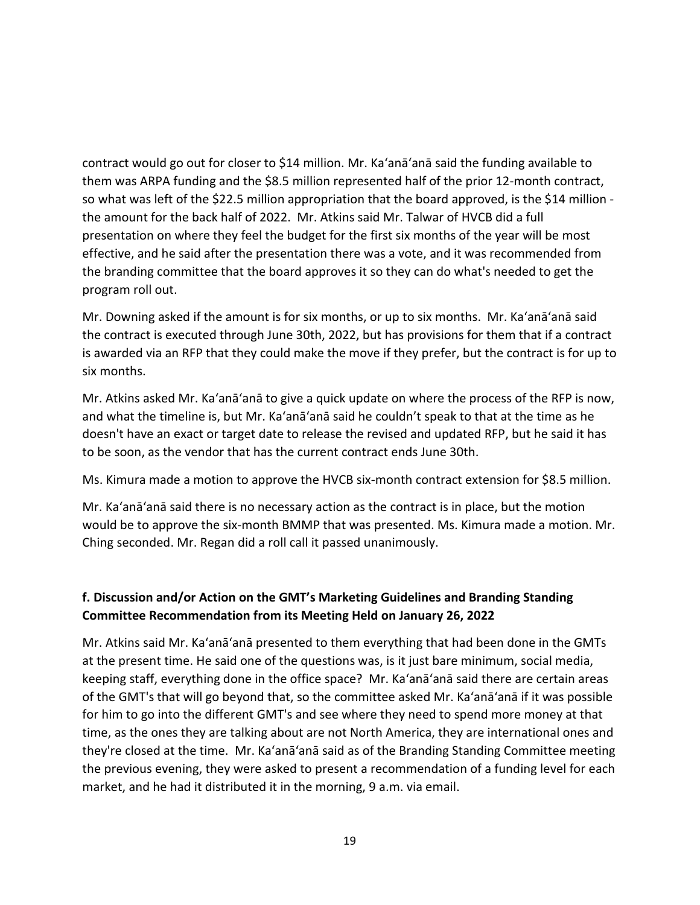contract would go out for closer to $14 million. Mr. Ka'anā'anā said the funding available to them was ARPA funding and the $8.5 million represented half of the prior 12-month contract, so what was left of the $22.5 million appropriation that the board approved, is the $14 million - the amount for the back half of 2022. Mr. Atkins said Mr. Talwar of HVCB did a full presentation on where they feel the budget for the first six months of the year will be most effective, and he said after the presentation there was a vote, and it was recommended from the branding committee that the board approves it so they can do what's needed to get the program roll out.

Mr. Downing asked if the amount is for six months, or up to six months. Mr. Ka'anā'anā said the contract is executed through June 30th, 2022, but has provisions for them that if a contract is awarded via an RFP that they could make the move if they prefer, but the contract is for up to six months.

Mr. Atkins asked Mr. Ka'anā'anā to give a quick update on where the process of the RFP is now, and what the timeline is, but Mr. Ka'anā'anā said he couldn't speak to that at the time as he doesn't have an exact or target date to release the revised and updated RFP, but he said it has to be soon, as the vendor that has the current contract ends June 30th.

Ms. Kimura made a motion to approve the HVCB six-month contract extension for $8.5 million.

Mr. Ka'anā'anā said there is no necessary action as the contract is in place, but the motion would be to approve the six-month BMMP that was presented. Ms. Kimura made a motion. Mr. Ching seconded. Mr. Regan did a roll call it passed unanimously.

**f. Discussion and/or Action on the GMT's Marketing Guidelines and Branding Standing Committee Recommendation from its Meeting Held on January 26, 2022**

Mr. Atkins said Mr. Ka'anā'anā presented to them everything that had been done in the GMTs at the present time. He said one of the questions was, is it just bare minimum, social media, keeping staff, everything done in the office space? Mr. Ka'anā'anā said there are certain areas of the GMT's that will go beyond that, so the committee asked Mr. Ka'anā'anā if it was possible for him to go into the different GMT's and see where they need to spend more money at that time, as the ones they are talking about are not North America, they are international ones and they're closed at the time. Mr. Ka'anā'anā said as of the Branding Standing Committee meeting the previous evening, they were asked to present a recommendation of a funding level for each market, and he had it distributed it in the morning, 9 a.m. via email.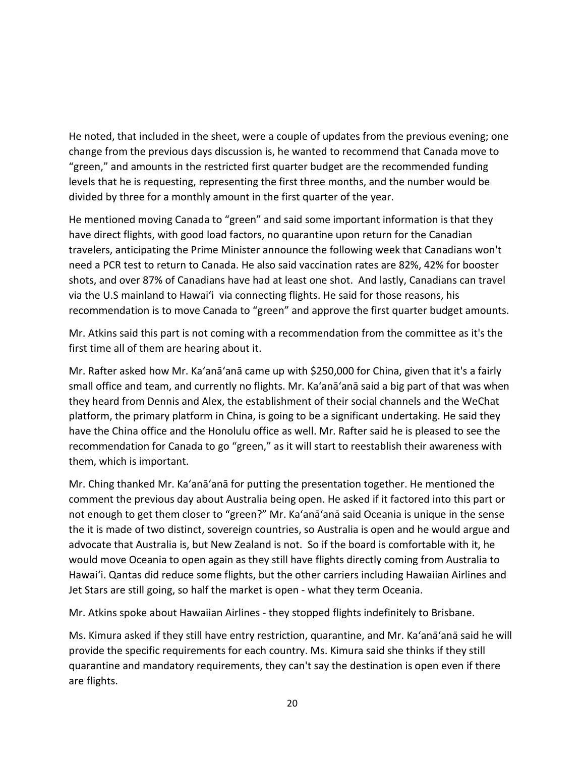He noted, that included in the sheet, were a couple of updates from the previous evening; one change from the previous days discussion is, he wanted to recommend that Canada move to "green," and amounts in the restricted first quarter budget are the recommended funding levels that he is requesting, representing the first three months, and the number would be divided by three for a monthly amount in the first quarter of the year.

He mentioned moving Canada to "green" and said some important information is that they have direct flights, with good load factors, no quarantine upon return for the Canadian travelers, anticipating the Prime Minister announce the following week that Canadians won't need a PCR test to return to Canada. He also said vaccination rates are 82%, 42% for booster shots, and over 87% of Canadians have had at least one shot. And lastly, Canadians can travel via the U.S mainland to Hawaiʻi via connecting flights. He said for those reasons, his recommendation is to move Canada to "green" and approve the first quarter budget amounts.

Mr. Atkins said this part is not coming with a recommendation from the committee as it's the first time all of them are hearing about it.

Mr. Rafter asked how Mr. Kaʻanāʻanā came up with $250,000 for China, given that it's a fairly small office and team, and currently no flights. Mr. Kaʻanāʻanā said a big part of that was when they heard from Dennis and Alex, the establishment of their social channels and the WeChat platform, the primary platform in China, is going to be a significant undertaking. He said they have the China office and the Honolulu office as well. Mr. Rafter said he is pleased to see the recommendation for Canada to go "green," as it will start to reestablish their awareness with them, which is important.

Mr. Ching thanked Mr. Kaʻanāʻanā for putting the presentation together. He mentioned the comment the previous day about Australia being open. He asked if it factored into this part or not enough to get them closer to "green?" Mr. Kaʻanāʻanā said Oceania is unique in the sense the it is made of two distinct, sovereign countries, so Australia is open and he would argue and advocate that Australia is, but New Zealand is not. So if the board is comfortable with it, he would move Oceania to open again as they still have flights directly coming from Australia to Hawaiʻi. Qantas did reduce some flights, but the other carriers including Hawaiian Airlines and Jet Stars are still going, so half the market is open - what they term Oceania.

Mr. Atkins spoke about Hawaiian Airlines - they stopped flights indefinitely to Brisbane.

Ms. Kimura asked if they still have entry restriction, quarantine, and Mr. Kaʻanāʻanā said he will provide the specific requirements for each country. Ms. Kimura said she thinks if they still quarantine and mandatory requirements, they can't say the destination is open even if there are flights.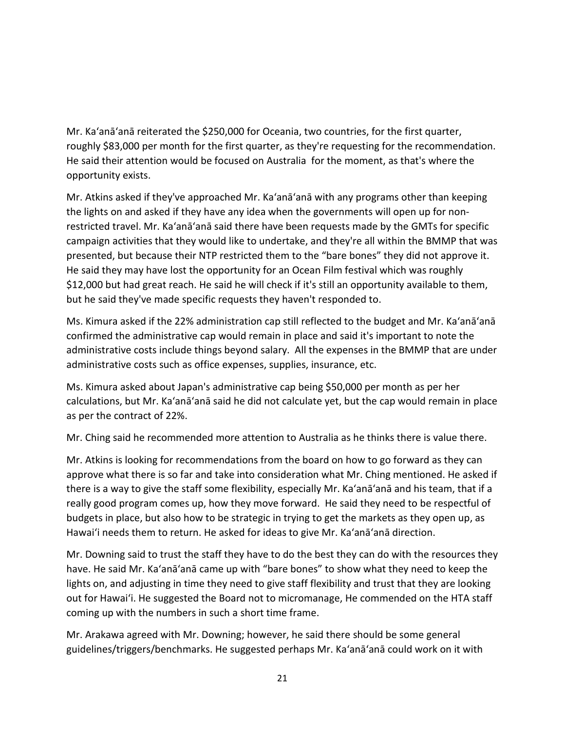Mr. Kaʻanāʻanā reiterated the $250,000 for Oceania, two countries, for the first quarter, roughly $83,000 per month for the first quarter, as they're requesting for the recommendation. He said their attention would be focused on Australia for the moment, as that's where the opportunity exists.

Mr. Atkins asked if they've approached Mr. Kaʻanāʻanā with any programs other than keeping the lights on and asked if they have any idea when the governments will open up for non-restricted travel. Mr. Kaʻanāʻanā said there have been requests made by the GMTs for specific campaign activities that they would like to undertake, and they're all within the BMMP that was presented, but because their NTP restricted them to the "bare bones" they did not approve it. He said they may have lost the opportunity for an Ocean Film festival which was roughly $12,000 but had great reach. He said he will check if it's still an opportunity available to them, but he said they've made specific requests they haven't responded to.

Ms. Kimura asked if the 22% administration cap still reflected to the budget and Mr. Kaʻanāʻanā confirmed the administrative cap would remain in place and said it's important to note the administrative costs include things beyond salary. All the expenses in the BMMP that are under administrative costs such as office expenses, supplies, insurance, etc.

Ms. Kimura asked about Japan's administrative cap being $50,000 per month as per her calculations, but Mr. Kaʻanāʻanā said he did not calculate yet, but the cap would remain in place as per the contract of 22%.

Mr. Ching said he recommended more attention to Australia as he thinks there is value there.

Mr. Atkins is looking for recommendations from the board on how to go forward as they can approve what there is so far and take into consideration what Mr. Ching mentioned. He asked if there is a way to give the staff some flexibility, especially Mr. Kaʻanāʻanā and his team, that if a really good program comes up, how they move forward. He said they need to be respectful of budgets in place, but also how to be strategic in trying to get the markets as they open up, as Hawaiʻi needs them to return. He asked for ideas to give Mr. Kaʻanāʻanā direction.

Mr. Downing said to trust the staff they have to do the best they can do with the resources they have. He said Mr. Kaʻanāʻanā came up with "bare bones" to show what they need to keep the lights on, and adjusting in time they need to give staff flexibility and trust that they are looking out for Hawaiʻi. He suggested the Board not to micromanage, He commended on the HTA staff coming up with the numbers in such a short time frame.

Mr. Arakawa agreed with Mr. Downing; however, he said there should be some general guidelines/triggers/benchmarks. He suggested perhaps Mr. Kaʻanāʻanā could work on it with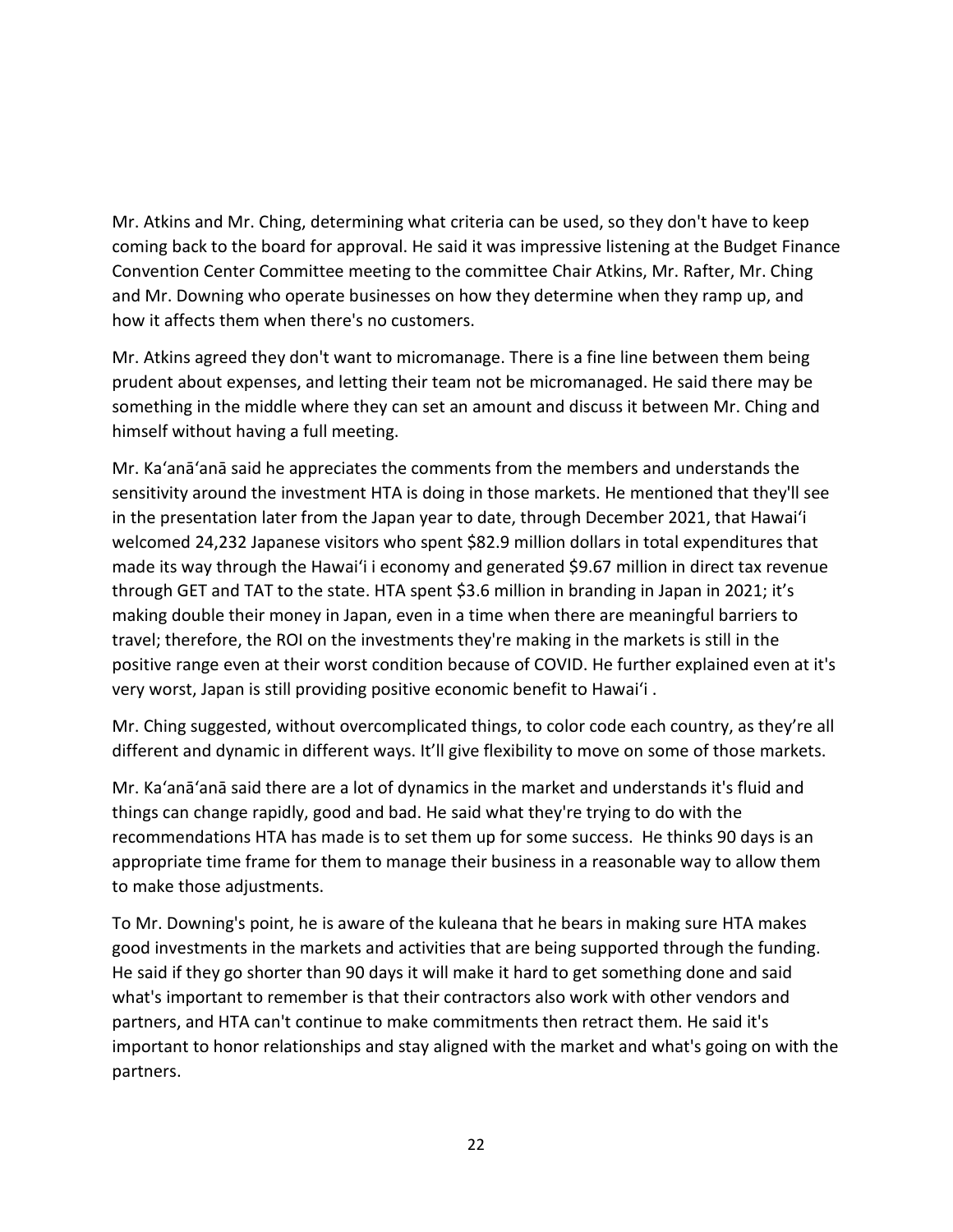Mr. Atkins and Mr. Ching, determining what criteria can be used, so they don't have to keep coming back to the board for approval. He said it was impressive listening at the Budget Finance Convention Center Committee meeting to the committee Chair Atkins, Mr. Rafter, Mr. Ching and Mr. Downing who operate businesses on how they determine when they ramp up, and how it affects them when there's no customers.

Mr. Atkins agreed they don't want to micromanage. There is a fine line between them being prudent about expenses, and letting their team not be micromanaged. He said there may be something in the middle where they can set an amount and discuss it between Mr. Ching and himself without having a full meeting.

Mr. Kaʻanāʻanā said he appreciates the comments from the members and understands the sensitivity around the investment HTA is doing in those markets. He mentioned that they'll see in the presentation later from the Japan year to date, through December 2021, that Hawaiʻi welcomed 24,232 Japanese visitors who spent $82.9 million dollars in total expenditures that made its way through the Hawaiʻi i economy and generated $9.67 million in direct tax revenue through GET and TAT to the state. HTA spent $3.6 million in branding in Japan in 2021; it's making double their money in Japan, even in a time when there are meaningful barriers to travel; therefore, the ROI on the investments they're making in the markets is still in the positive range even at their worst condition because of COVID. He further explained even at it's very worst, Japan is still providing positive economic benefit to Hawaiʻi .

Mr. Ching suggested, without overcomplicated things, to color code each country, as they're all different and dynamic in different ways. It'll give flexibility to move on some of those markets.

Mr. Kaʻanāʻanā said there are a lot of dynamics in the market and understands it's fluid and things can change rapidly, good and bad. He said what they're trying to do with the recommendations HTA has made is to set them up for some success. He thinks 90 days is an appropriate time frame for them to manage their business in a reasonable way to allow them to make those adjustments.

To Mr. Downing's point, he is aware of the kuleana that he bears in making sure HTA makes good investments in the markets and activities that are being supported through the funding. He said if they go shorter than 90 days it will make it hard to get something done and said what's important to remember is that their contractors also work with other vendors and partners, and HTA can't continue to make commitments then retract them. He said it's important to honor relationships and stay aligned with the market and what's going on with the partners.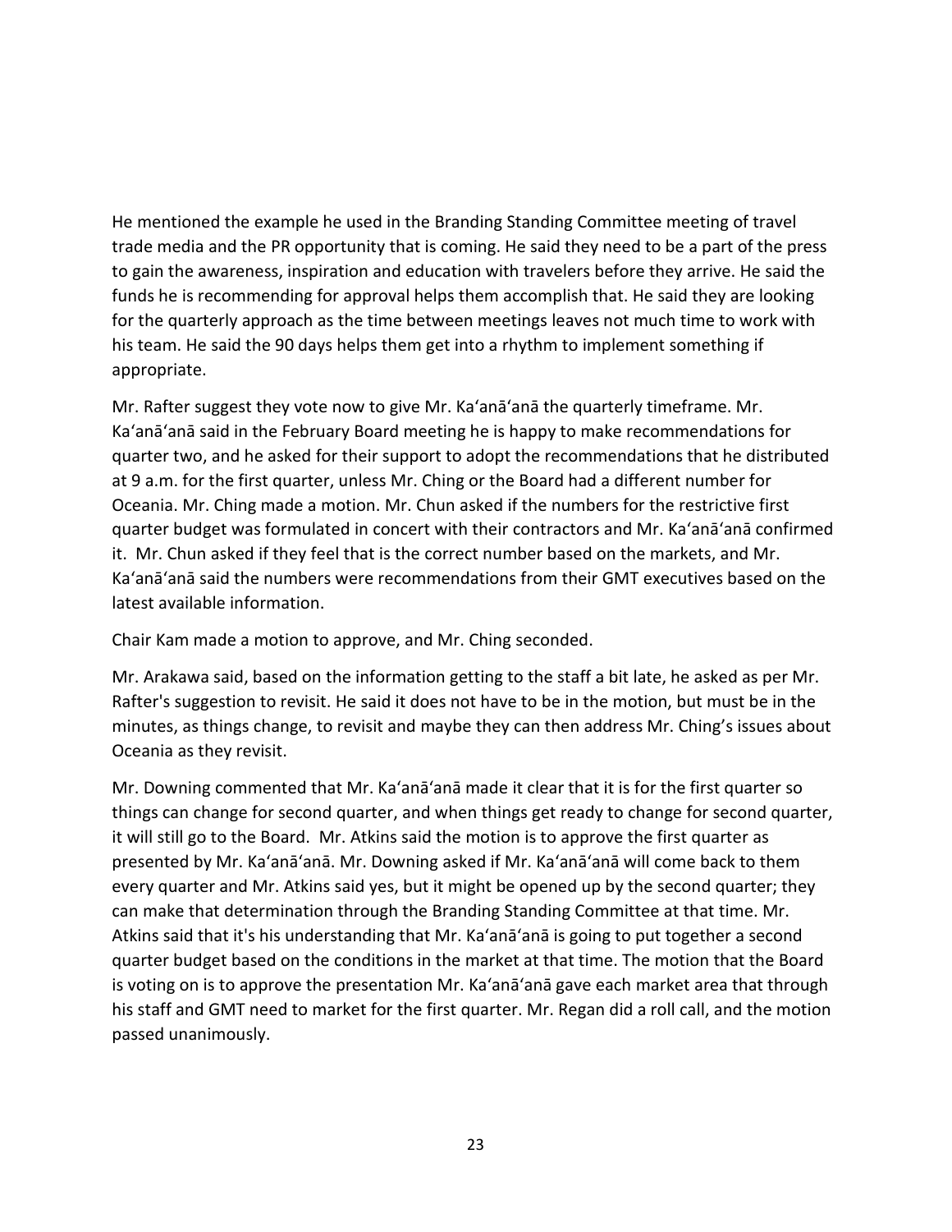He mentioned the example he used in the Branding Standing Committee meeting of travel trade media and the PR opportunity that is coming. He said they need to be a part of the press to gain the awareness, inspiration and education with travelers before they arrive. He said the funds he is recommending for approval helps them accomplish that. He said they are looking for the quarterly approach as the time between meetings leaves not much time to work with his team. He said the 90 days helps them get into a rhythm to implement something if appropriate.

Mr. Rafter suggest they vote now to give Mr. Kaʻanāʻanā the quarterly timeframe. Mr. Kaʻanāʻanā said in the February Board meeting he is happy to make recommendations for quarter two, and he asked for their support to adopt the recommendations that he distributed at 9 a.m. for the first quarter, unless Mr. Ching or the Board had a different number for Oceania. Mr. Ching made a motion. Mr. Chun asked if the numbers for the restrictive first quarter budget was formulated in concert with their contractors and Mr. Kaʻanāʻanā confirmed it. Mr. Chun asked if they feel that is the correct number based on the markets, and Mr. Kaʻanāʻanā said the numbers were recommendations from their GMT executives based on the latest available information.

Chair Kam made a motion to approve, and Mr. Ching seconded.

Mr. Arakawa said, based on the information getting to the staff a bit late, he asked as per Mr. Rafter's suggestion to revisit. He said it does not have to be in the motion, but must be in the minutes, as things change, to revisit and maybe they can then address Mr. Ching's issues about Oceania as they revisit.

Mr. Downing commented that Mr. Kaʻanāʻanā made it clear that it is for the first quarter so things can change for second quarter, and when things get ready to change for second quarter, it will still go to the Board. Mr. Atkins said the motion is to approve the first quarter as presented by Mr. Kaʻanāʻanā. Mr. Downing asked if Mr. Kaʻanāʻanā will come back to them every quarter and Mr. Atkins said yes, but it might be opened up by the second quarter; they can make that determination through the Branding Standing Committee at that time. Mr. Atkins said that it's his understanding that Mr. Kaʻanāʻanā is going to put together a second quarter budget based on the conditions in the market at that time. The motion that the Board is voting on is to approve the presentation Mr. Kaʻanāʻanā gave each market area that through his staff and GMT need to market for the first quarter. Mr. Regan did a roll call, and the motion passed unanimously.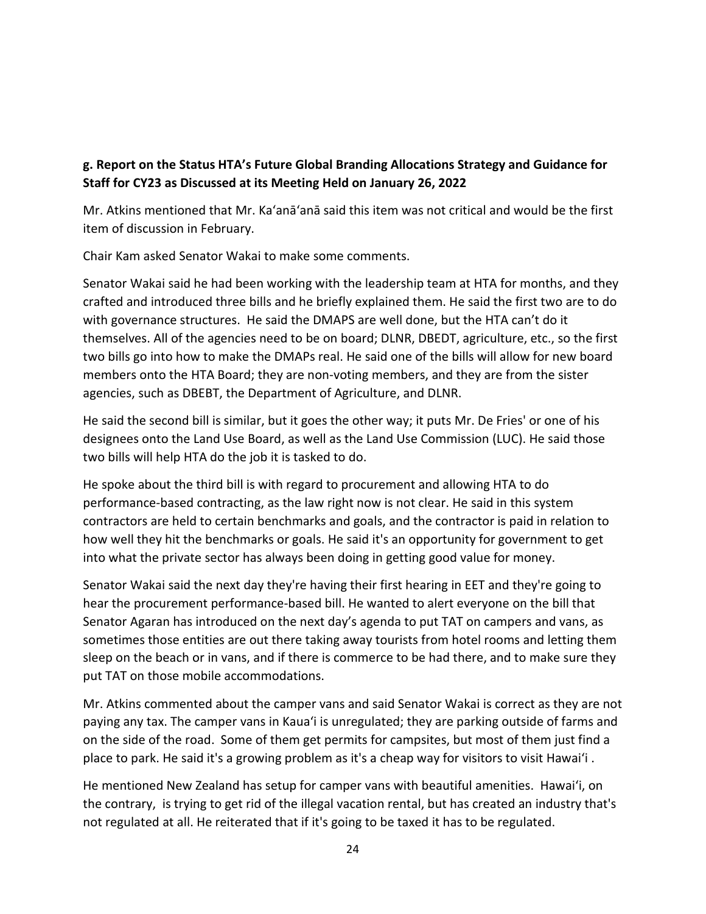**g. Report on the Status HTA's Future Global Branding Allocations Strategy and Guidance for Staff for CY23 as Discussed at its Meeting Held on January 26, 2022**

Mr. Atkins mentioned that Mr. Ka'anā'anā said this item was not critical and would be the first item of discussion in February.

Chair Kam asked Senator Wakai to make some comments.

Senator Wakai said he had been working with the leadership team at HTA for months, and they crafted and introduced three bills and he briefly explained them. He said the first two are to do with governance structures. He said the DMAPS are well done, but the HTA can't do it themselves. All of the agencies need to be on board; DLNR, DBEDT, agriculture, etc., so the first two bills go into how to make the DMAPs real. He said one of the bills will allow for new board members onto the HTA Board; they are non-voting members, and they are from the sister agencies, such as DBEBT, the Department of Agriculture, and DLNR.

He said the second bill is similar, but it goes the other way; it puts Mr. De Fries' or one of his designees onto the Land Use Board, as well as the Land Use Commission (LUC). He said those two bills will help HTA do the job it is tasked to do.

He spoke about the third bill is with regard to procurement and allowing HTA to do performance-based contracting, as the law right now is not clear. He said in this system contractors are held to certain benchmarks and goals, and the contractor is paid in relation to how well they hit the benchmarks or goals. He said it's an opportunity for government to get into what the private sector has always been doing in getting good value for money.

Senator Wakai said the next day they're having their first hearing in EET and they're going to hear the procurement performance-based bill. He wanted to alert everyone on the bill that Senator Agaran has introduced on the next day's agenda to put TAT on campers and vans, as sometimes those entities are out there taking away tourists from hotel rooms and letting them sleep on the beach or in vans, and if there is commerce to be had there, and to make sure they put TAT on those mobile accommodations.

Mr. Atkins commented about the camper vans and said Senator Wakai is correct as they are not paying any tax. The camper vans in Kaua'i is unregulated; they are parking outside of farms and on the side of the road. Some of them get permits for campsites, but most of them just find a place to park. He said it's a growing problem as it's a cheap way for visitors to visit Hawai'i .

He mentioned New Zealand has setup for camper vans with beautiful amenities. Hawai'i, on the contrary, is trying to get rid of the illegal vacation rental, but has created an industry that's not regulated at all. He reiterated that if it's going to be taxed it has to be regulated.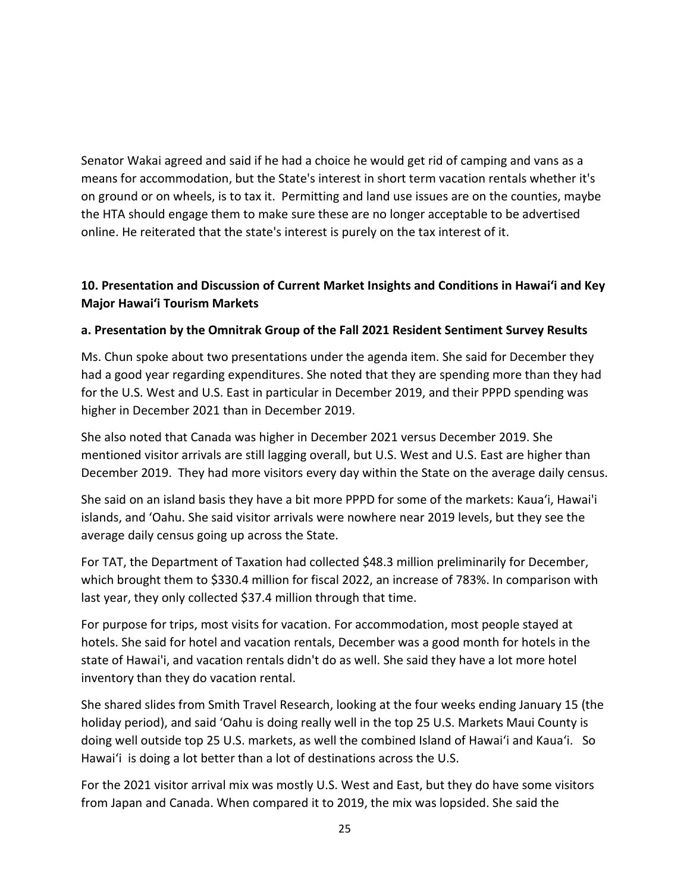Senator Wakai agreed and said if he had a choice he would get rid of camping and vans as a means for accommodation, but the State's interest in short term vacation rentals whether it's on ground or on wheels, is to tax it. Permitting and land use issues are on the counties, maybe the HTA should engage them to make sure these are no longer acceptable to be advertised online. He reiterated that the state's interest is purely on the tax interest of it.

**10. Presentation and Discussion of Current Market Insights and Conditions in Hawaiʻi and Key Major Hawaiʻi Tourism Markets**

**a. Presentation by the Omnitrak Group of the Fall 2021 Resident Sentiment Survey Results**

Ms. Chun spoke about two presentations under the agenda item. She said for December they had a good year regarding expenditures. She noted that they are spending more than they had for the U.S. West and U.S. East in particular in December 2019, and their PPPD spending was higher in December 2021 than in December 2019.

She also noted that Canada was higher in December 2021 versus December 2019. She mentioned visitor arrivals are still lagging overall, but U.S. West and U.S. East are higher than December 2019. They had more visitors every day within the State on the average daily census.

She said on an island basis they have a bit more PPPD for some of the markets: Kauaʻi, Hawai'i islands, and ʻOahu. She said visitor arrivals were nowhere near 2019 levels, but they see the average daily census going up across the State.

For TAT, the Department of Taxation had collected $48.3 million preliminarily for December, which brought them to $330.4 million for fiscal 2022, an increase of 783%. In comparison with last year, they only collected $37.4 million through that time.

For purpose for trips, most visits for vacation. For accommodation, most people stayed at hotels. She said for hotel and vacation rentals, December was a good month for hotels in the state of Hawai'i, and vacation rentals didn't do as well. She said they have a lot more hotel inventory than they do vacation rental.

She shared slides from Smith Travel Research, looking at the four weeks ending January 15 (the holiday period), and said ʻOahu is doing really well in the top 25 U.S. Markets Maui County is doing well outside top 25 U.S. markets, as well the combined Island of Hawaiʻi and Kauaʻi. So Hawaiʻi is doing a lot better than a lot of destinations across the U.S.

For the 2021 visitor arrival mix was mostly U.S. West and East, but they do have some visitors from Japan and Canada. When compared it to 2019, the mix was lopsided. She said the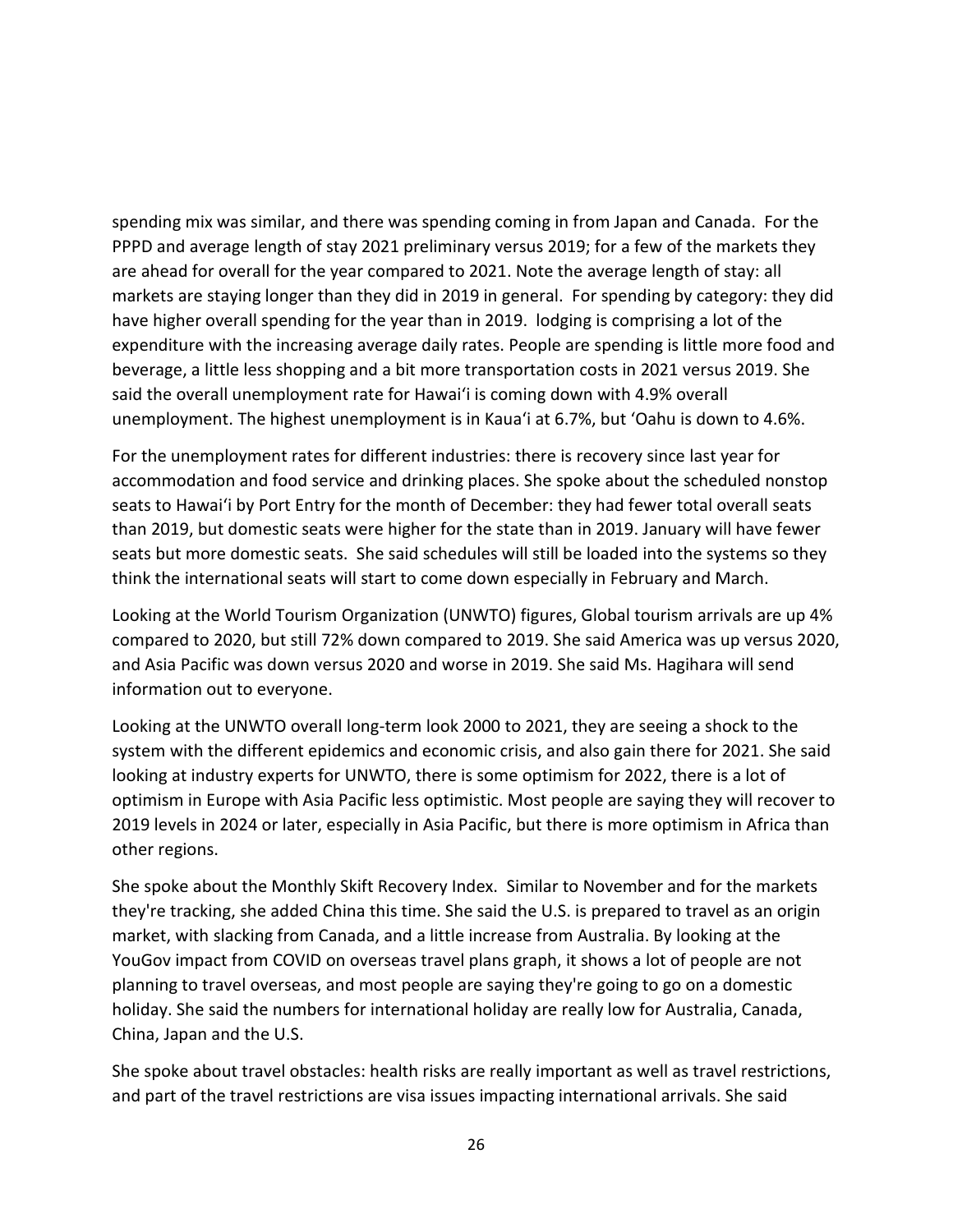spending mix was similar, and there was spending coming in from Japan and Canada. For the PPPD and average length of stay 2021 preliminary versus 2019; for a few of the markets they are ahead for overall for the year compared to 2021. Note the average length of stay: all markets are staying longer than they did in 2019 in general. For spending by category: they did have higher overall spending for the year than in 2019. lodging is comprising a lot of the expenditure with the increasing average daily rates. People are spending is little more food and beverage, a little less shopping and a bit more transportation costs in 2021 versus 2019. She said the overall unemployment rate for Hawaiʻi is coming down with 4.9% overall unemployment. The highest unemployment is in Kauaʻi at 6.7%, but ʻOahu is down to 4.6%.

For the unemployment rates for different industries: there is recovery since last year for accommodation and food service and drinking places. She spoke about the scheduled nonstop seats to Hawaiʻi by Port Entry for the month of December: they had fewer total overall seats than 2019, but domestic seats were higher for the state than in 2019. January will have fewer seats but more domestic seats. She said schedules will still be loaded into the systems so they think the international seats will start to come down especially in February and March.

Looking at the World Tourism Organization (UNWTO) figures, Global tourism arrivals are up 4% compared to 2020, but still 72% down compared to 2019. She said America was up versus 2020, and Asia Pacific was down versus 2020 and worse in 2019. She said Ms. Hagihara will send information out to everyone.

Looking at the UNWTO overall long-term look 2000 to 2021, they are seeing a shock to the system with the different epidemics and economic crisis, and also gain there for 2021. She said looking at industry experts for UNWTO, there is some optimism for 2022, there is a lot of optimism in Europe with Asia Pacific less optimistic. Most people are saying they will recover to 2019 levels in 2024 or later, especially in Asia Pacific, but there is more optimism in Africa than other regions.

She spoke about the Monthly Skift Recovery Index. Similar to November and for the markets they're tracking, she added China this time. She said the U.S. is prepared to travel as an origin market, with slacking from Canada, and a little increase from Australia. By looking at the YouGov impact from COVID on overseas travel plans graph, it shows a lot of people are not planning to travel overseas, and most people are saying they're going to go on a domestic holiday. She said the numbers for international holiday are really low for Australia, Canada, China, Japan and the U.S.

She spoke about travel obstacles: health risks are really important as well as travel restrictions, and part of the travel restrictions are visa issues impacting international arrivals. She said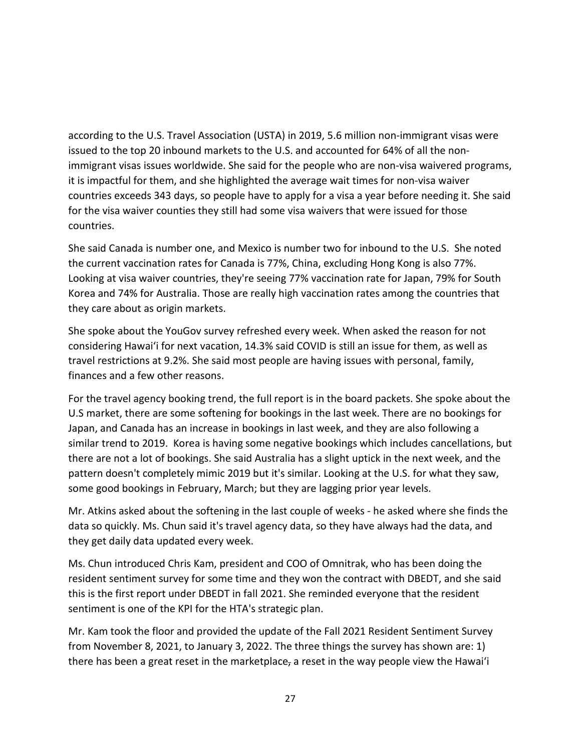according to the U.S. Travel Association (USTA) in 2019, 5.6 million non-immigrant visas were issued to the top 20 inbound markets to the U.S. and accounted for 64% of all the non-immigrant visas issues worldwide. She said for the people who are non-visa waivered programs, it is impactful for them, and she highlighted the average wait times for non-visa waiver countries exceeds 343 days, so people have to apply for a visa a year before needing it. She said for the visa waiver counties they still had some visa waivers that were issued for those countries.

She said Canada is number one, and Mexico is number two for inbound to the U.S. She noted the current vaccination rates for Canada is 77%, China, excluding Hong Kong is also 77%. Looking at visa waiver countries, they're seeing 77% vaccination rate for Japan, 79% for South Korea and 74% for Australia. Those are really high vaccination rates among the countries that they care about as origin markets.

She spoke about the YouGov survey refreshed every week. When asked the reason for not considering Hawaiʻi for next vacation, 14.3% said COVID is still an issue for them, as well as travel restrictions at 9.2%. She said most people are having issues with personal, family, finances and a few other reasons.

For the travel agency booking trend, the full report is in the board packets. She spoke about the U.S market, there are some softening for bookings in the last week. There are no bookings for Japan, and Canada has an increase in bookings in last week, and they are also following a similar trend to 2019. Korea is having some negative bookings which includes cancellations, but there are not a lot of bookings. She said Australia has a slight uptick in the next week, and the pattern doesn't completely mimic 2019 but it's similar. Looking at the U.S. for what they saw, some good bookings in February, March; but they are lagging prior year levels.

Mr. Atkins asked about the softening in the last couple of weeks - he asked where she finds the data so quickly. Ms. Chun said it's travel agency data, so they have always had the data, and they get daily data updated every week.

Ms. Chun introduced Chris Kam, president and COO of Omnitrak, who has been doing the resident sentiment survey for some time and they won the contract with DBEDT, and she said this is the first report under DBEDT in fall 2021. She reminded everyone that the resident sentiment is one of the KPI for the HTA's strategic plan.

Mr. Kam took the floor and provided the update of the Fall 2021 Resident Sentiment Survey from November 8, 2021, to January 3, 2022. The three things the survey has shown are: 1) there has been a great reset in the marketplace, a reset in the way people view the Hawaiʻi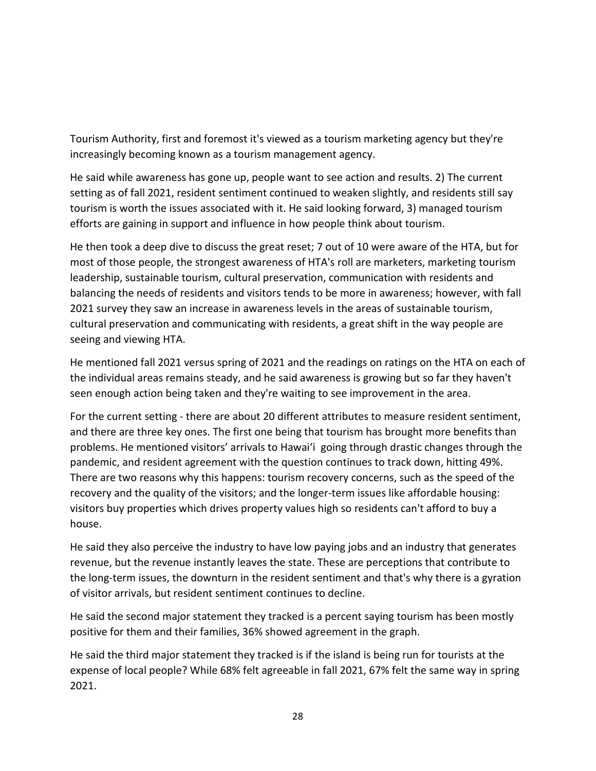Tourism Authority, first and foremost it's viewed as a tourism marketing agency but they're increasingly becoming known as a tourism management agency.

He said while awareness has gone up, people want to see action and results. 2) The current setting as of fall 2021, resident sentiment continued to weaken slightly, and residents still say tourism is worth the issues associated with it. He said looking forward, 3) managed tourism efforts are gaining in support and influence in how people think about tourism.

He then took a deep dive to discuss the great reset; 7 out of 10 were aware of the HTA, but for most of those people, the strongest awareness of HTA's roll are marketers, marketing tourism leadership, sustainable tourism, cultural preservation, communication with residents and balancing the needs of residents and visitors tends to be more in awareness; however, with fall 2021 survey they saw an increase in awareness levels in the areas of sustainable tourism, cultural preservation and communicating with residents, a great shift in the way people are seeing and viewing HTA.

He mentioned fall 2021 versus spring of 2021 and the readings on ratings on the HTA on each of the individual areas remains steady, and he said awareness is growing but so far they haven't seen enough action being taken and they're waiting to see improvement in the area.

For the current setting - there are about 20 different attributes to measure resident sentiment, and there are three key ones. The first one being that tourism has brought more benefits than problems. He mentioned visitors' arrivals to Hawaiʻi going through drastic changes through the pandemic, and resident agreement with the question continues to track down, hitting 49%. There are two reasons why this happens: tourism recovery concerns, such as the speed of the recovery and the quality of the visitors; and the longer-term issues like affordable housing: visitors buy properties which drives property values high so residents can't afford to buy a house.

He said they also perceive the industry to have low paying jobs and an industry that generates revenue, but the revenue instantly leaves the state. These are perceptions that contribute to the long-term issues, the downturn in the resident sentiment and that's why there is a gyration of visitor arrivals, but resident sentiment continues to decline.

He said the second major statement they tracked is a percent saying tourism has been mostly positive for them and their families, 36% showed agreement in the graph.

He said the third major statement they tracked is if the island is being run for tourists at the expense of local people? While 68% felt agreeable in fall 2021, 67% felt the same way in spring 2021.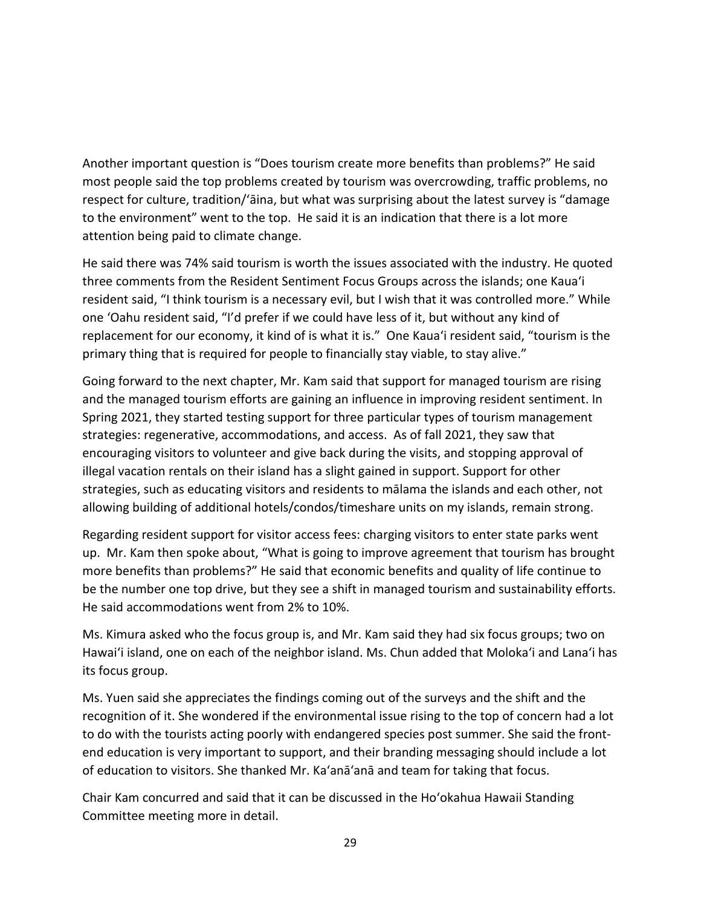Another important question is "Does tourism create more benefits than problems?" He said most people said the top problems created by tourism was overcrowding, traffic problems, no respect for culture, tradition/ʻāina, but what was surprising about the latest survey is "damage to the environment" went to the top. He said it is an indication that there is a lot more attention being paid to climate change.

He said there was 74% said tourism is worth the issues associated with the industry. He quoted three comments from the Resident Sentiment Focus Groups across the islands; one Kauaʻi resident said, "I think tourism is a necessary evil, but I wish that it was controlled more." While one ʻOahu resident said, "I'd prefer if we could have less of it, but without any kind of replacement for our economy, it kind of is what it is." One Kauaʻi resident said, "tourism is the primary thing that is required for people to financially stay viable, to stay alive."

Going forward to the next chapter, Mr. Kam said that support for managed tourism are rising and the managed tourism efforts are gaining an influence in improving resident sentiment. In Spring 2021, they started testing support for three particular types of tourism management strategies: regenerative, accommodations, and access. As of fall 2021, they saw that encouraging visitors to volunteer and give back during the visits, and stopping approval of illegal vacation rentals on their island has a slight gained in support. Support for other strategies, such as educating visitors and residents to mālama the islands and each other, not allowing building of additional hotels/condos/timeshare units on my islands, remain strong.

Regarding resident support for visitor access fees: charging visitors to enter state parks went up. Mr. Kam then spoke about, "What is going to improve agreement that tourism has brought more benefits than problems?" He said that economic benefits and quality of life continue to be the number one top drive, but they see a shift in managed tourism and sustainability efforts. He said accommodations went from 2% to 10%.

Ms. Kimura asked who the focus group is, and Mr. Kam said they had six focus groups; two on Hawaiʻi island, one on each of the neighbor island. Ms. Chun added that Molokaʻi and Lanaʻi has its focus group.

Ms. Yuen said she appreciates the findings coming out of the surveys and the shift and the recognition of it. She wondered if the environmental issue rising to the top of concern had a lot to do with the tourists acting poorly with endangered species post summer. She said the front-end education is very important to support, and their branding messaging should include a lot of education to visitors. She thanked Mr. Kaʻanāʻanā and team for taking that focus.

Chair Kam concurred and said that it can be discussed in the Hoʻokahua Hawaii Standing Committee meeting more in detail.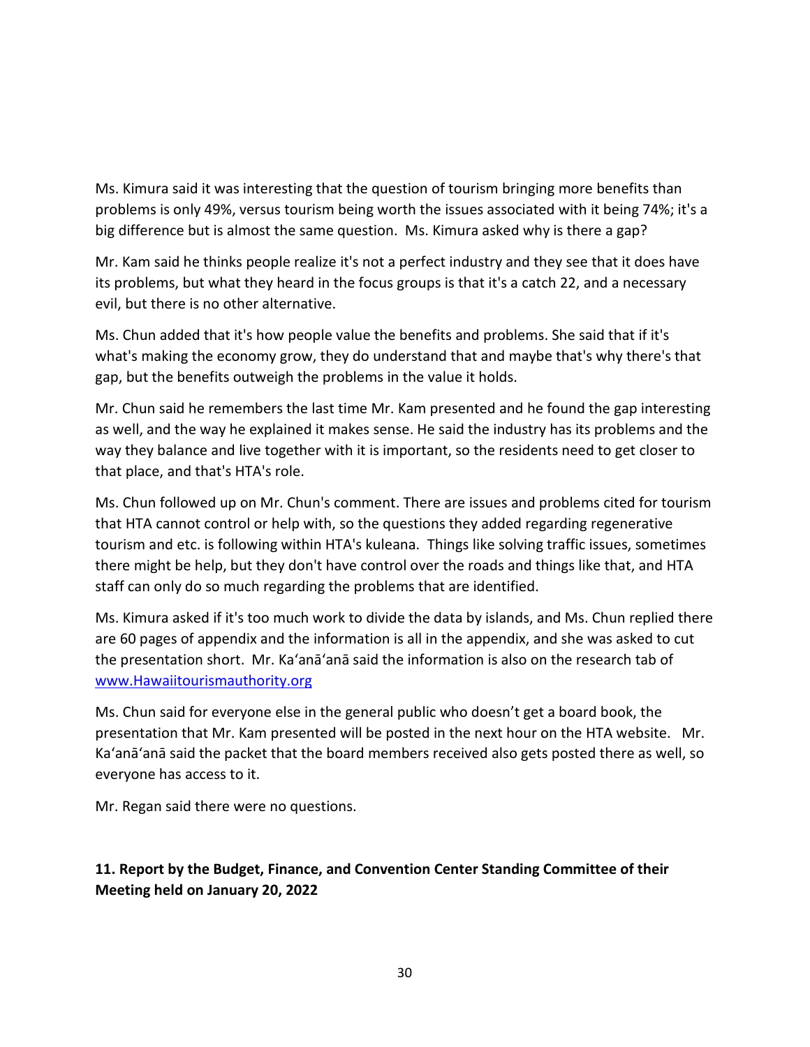Ms. Kimura said it was interesting that the question of tourism bringing more benefits than problems is only 49%, versus tourism being worth the issues associated with it being 74%; it's a big difference but is almost the same question. Ms. Kimura asked why is there a gap?

Mr. Kam said he thinks people realize it's not a perfect industry and they see that it does have its problems, but what they heard in the focus groups is that it's a catch 22, and a necessary evil, but there is no other alternative.

Ms. Chun added that it's how people value the benefits and problems. She said that if it's what's making the economy grow, they do understand that and maybe that's why there's that gap, but the benefits outweigh the problems in the value it holds.

Mr. Chun said he remembers the last time Mr. Kam presented and he found the gap interesting as well, and the way he explained it makes sense. He said the industry has its problems and the way they balance and live together with it is important, so the residents need to get closer to that place, and that's HTA's role.

Ms. Chun followed up on Mr. Chun's comment. There are issues and problems cited for tourism that HTA cannot control or help with, so the questions they added regarding regenerative tourism and etc. is following within HTA's kuleana. Things like solving traffic issues, sometimes there might be help, but they don't have control over the roads and things like that, and HTA staff can only do so much regarding the problems that are identified.

Ms. Kimura asked if it's too much work to divide the data by islands, and Ms. Chun replied there are 60 pages of appendix and the information is all in the appendix, and she was asked to cut the presentation short. Mr. Ka'anā'anā said the information is also on the research tab of [www.Hawaiitourismauthority.org](www.Hawaiitourismauthority.org)

Ms. Chun said for everyone else in the general public who doesn't get a board book, the presentation that Mr. Kam presented will be posted in the next hour on the HTA website. Mr. Ka'anā'anā said the packet that the board members received also gets posted there as well, so everyone has access to it.

Mr. Regan said there were no questions.

**11. Report by the Budget, Finance, and Convention Center Standing Committee of their Meeting held on January 20, 2022**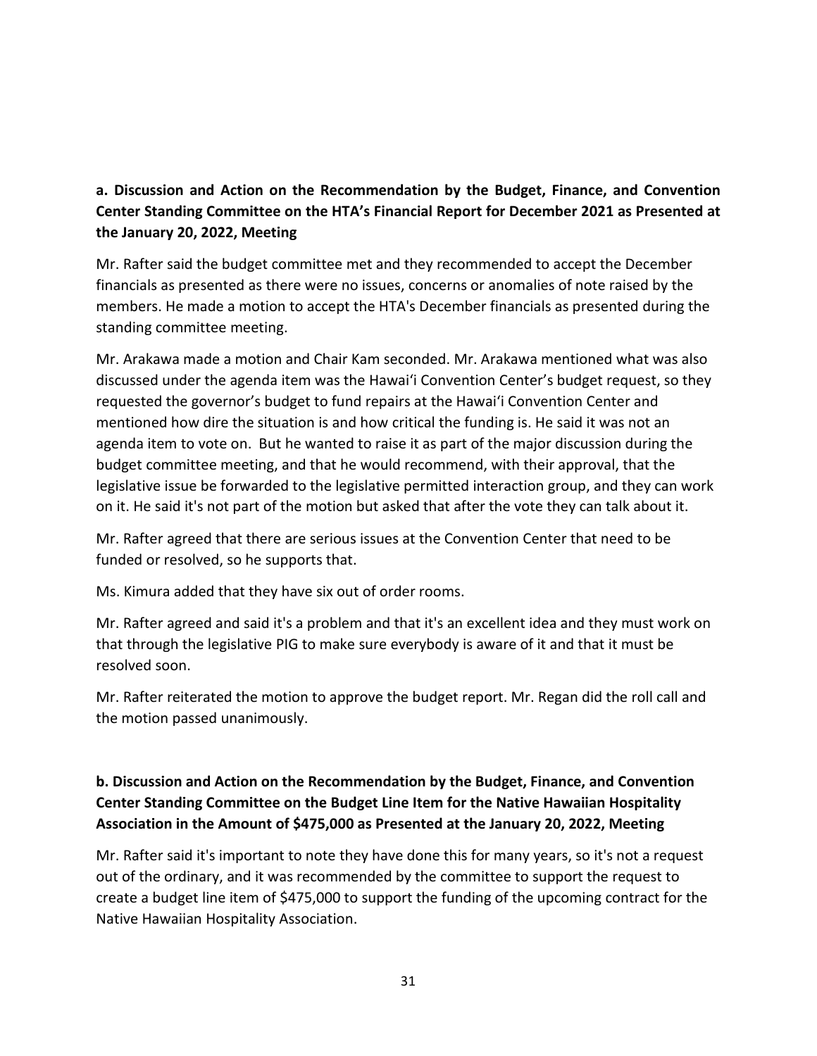**a. Discussion and Action on the Recommendation by the Budget, Finance, and Convention Center Standing Committee on the HTA's Financial Report for December 2021 as Presented at the January 20, 2022, Meeting**

Mr. Rafter said the budget committee met and they recommended to accept the December financials as presented as there were no issues, concerns or anomalies of note raised by the members. He made a motion to accept the HTA's December financials as presented during the standing committee meeting.

Mr. Arakawa made a motion and Chair Kam seconded. Mr. Arakawa mentioned what was also discussed under the agenda item was the Hawai'i Convention Center's budget request, so they requested the governor's budget to fund repairs at the Hawai'i Convention Center and mentioned how dire the situation is and how critical the funding is. He said it was not an agenda item to vote on. But he wanted to raise it as part of the major discussion during the budget committee meeting, and that he would recommend, with their approval, that the legislative issue be forwarded to the legislative permitted interaction group, and they can work on it. He said it's not part of the motion but asked that after the vote they can talk about it.

Mr. Rafter agreed that there are serious issues at the Convention Center that need to be funded or resolved, so he supports that.

Ms. Kimura added that they have six out of order rooms.

Mr. Rafter agreed and said it's a problem and that it's an excellent idea and they must work on that through the legislative PIG to make sure everybody is aware of it and that it must be resolved soon.

Mr. Rafter reiterated the motion to approve the budget report. Mr. Regan did the roll call and the motion passed unanimously.

**b. Discussion and Action on the Recommendation by the Budget, Finance, and Convention Center Standing Committee on the Budget Line Item for the Native Hawaiian Hospitality Association in the Amount of $475,000 as Presented at the January 20, 2022, Meeting**

Mr. Rafter said it's important to note they have done this for many years, so it's not a request out of the ordinary, and it was recommended by the committee to support the request to create a budget line item of $475,000 to support the funding of the upcoming contract for the Native Hawaiian Hospitality Association.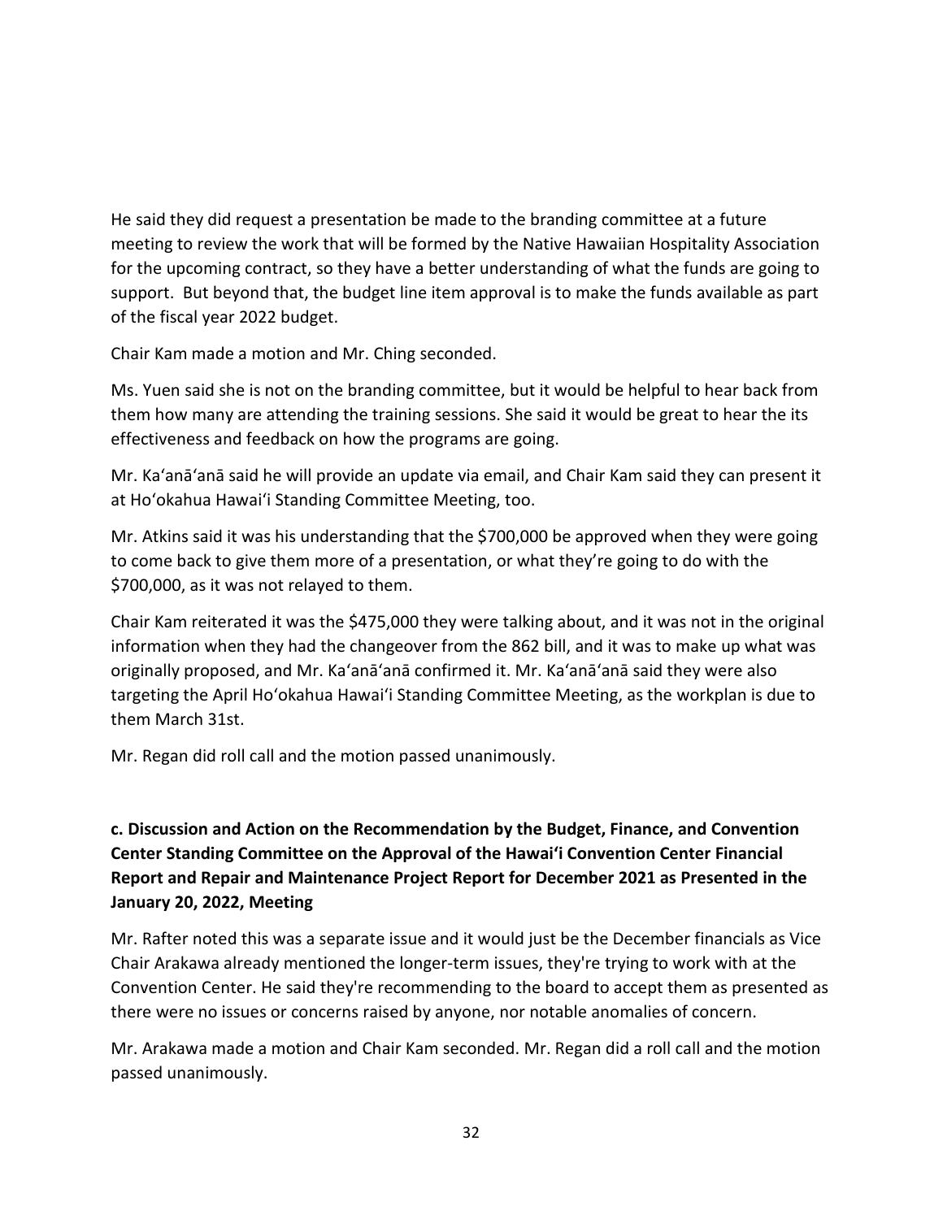He said they did request a presentation be made to the branding committee at a future meeting to review the work that will be formed by the Native Hawaiian Hospitality Association for the upcoming contract, so they have a better understanding of what the funds are going to support. But beyond that, the budget line item approval is to make the funds available as part of the fiscal year 2022 budget.

Chair Kam made a motion and Mr. Ching seconded.

Ms. Yuen said she is not on the branding committee, but it would be helpful to hear back from them how many are attending the training sessions. She said it would be great to hear the its effectiveness and feedback on how the programs are going.

Mr. Kaʻanāʻanā said he will provide an update via email, and Chair Kam said they can present it at Hoʻokahua Hawaiʻi Standing Committee Meeting, too.

Mr. Atkins said it was his understanding that the $700,000 be approved when they were going to come back to give them more of a presentation, or what they're going to do with the $700,000, as it was not relayed to them.

Chair Kam reiterated it was the $475,000 they were talking about, and it was not in the original information when they had the changeover from the 862 bill, and it was to make up what was originally proposed, and Mr. Kaʻanāʻanā confirmed it. Mr. Kaʻanāʻanā said they were also targeting the April Hoʻokahua Hawaiʻi Standing Committee Meeting, as the workplan is due to them March 31st.

Mr. Regan did roll call and the motion passed unanimously.

**c. Discussion and Action on the Recommendation by the Budget, Finance, and Convention Center Standing Committee on the Approval of the Hawaiʻi Convention Center Financial Report and Repair and Maintenance Project Report for December 2021 as Presented in the January 20, 2022, Meeting**

Mr. Rafter noted this was a separate issue and it would just be the December financials as Vice Chair Arakawa already mentioned the longer-term issues, they're trying to work with at the Convention Center. He said they're recommending to the board to accept them as presented as there were no issues or concerns raised by anyone, nor notable anomalies of concern.

Mr. Arakawa made a motion and Chair Kam seconded. Mr. Regan did a roll call and the motion passed unanimously.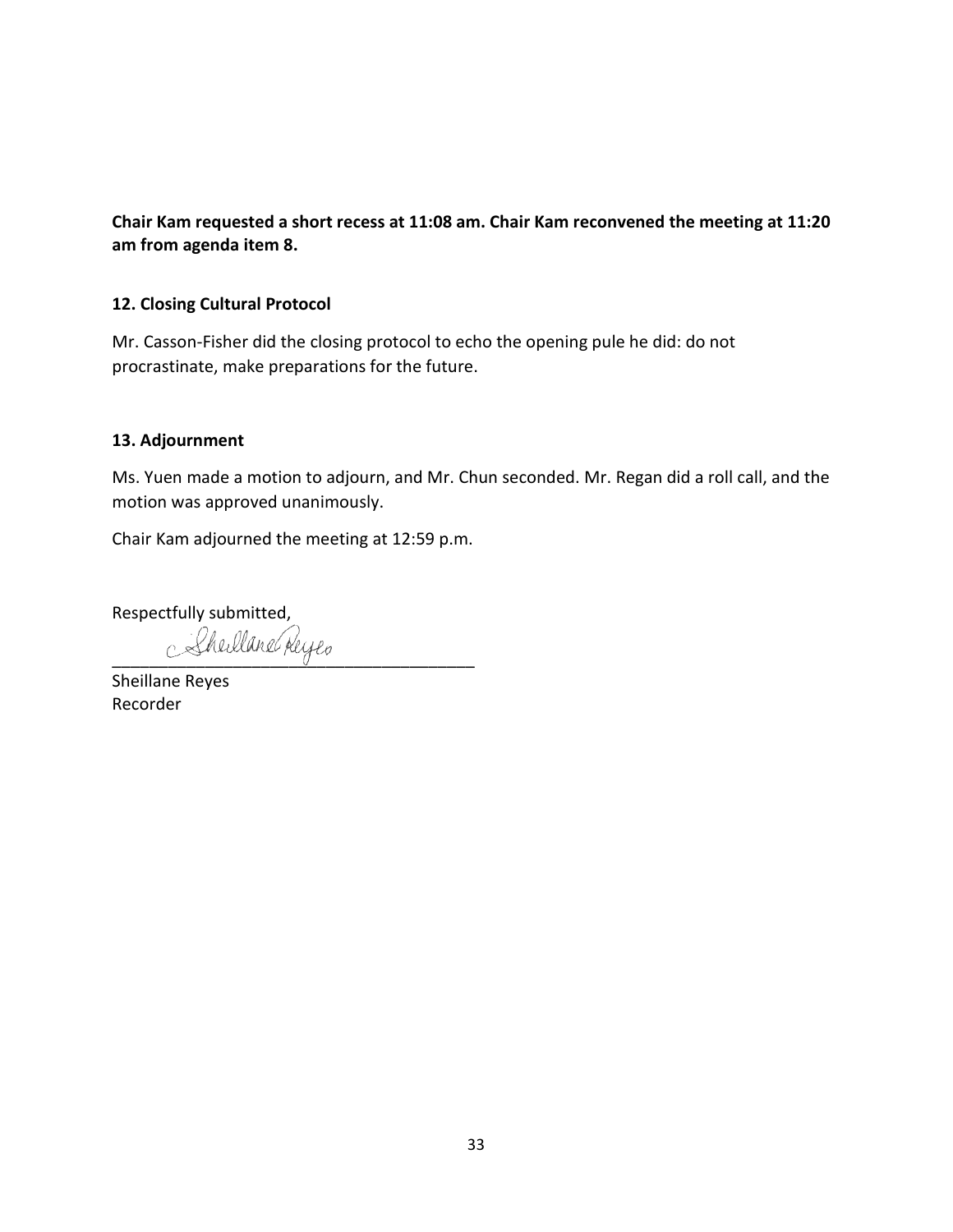**Chair Kam requested a short recess at 11:08 am. Chair Kam reconvened the meeting at 11:20 am from agenda item 8.**

**12. Closing Cultural Protocol**

Mr. Casson-Fisher did the closing protocol to echo the opening pule he did: do not procrastinate, make preparations for the future.

**13. Adjournment**

Ms. Yuen made a motion to adjourn, and Mr. Chun seconded. Mr. Regan did a roll call, and the motion was approved unanimously.

Chair Kam adjourned the meeting at 12:59 p.m.

Respectfully submitted,

Sheillane Reyes
_______________________________________

Sheillane Reyes
Recorder